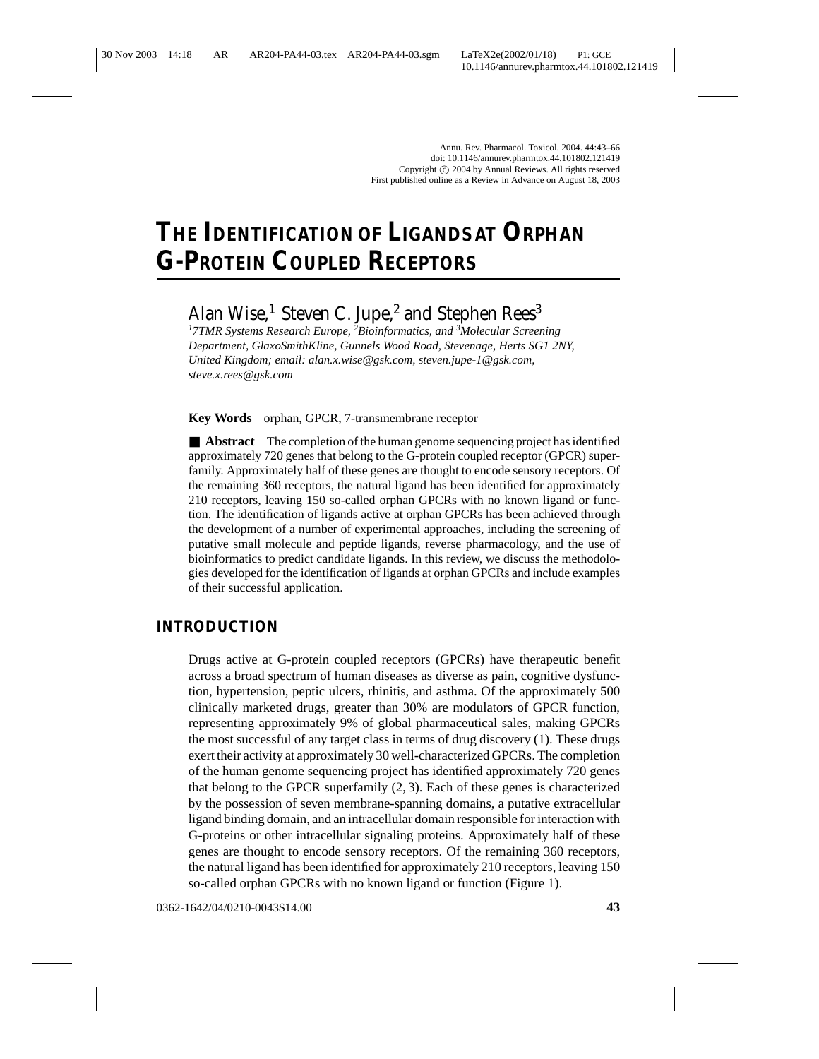# THE IDENTIFICATION OF LIGANDS AT ORPHAN G-PROTEIN COUPLED RECEPTORS

Alan Wise,[1] Steven C. Jupe,[2] and Stephen Rees[3]

*[1]7TMR Systems Research Europe, [2]Bioinformatics, and [3]Molecular Screening Department, GlaxoSmithKline, Gunnels Wood Road, Stevenage, Herts SG1 2NY, United Kingdom; email: alan.x.wise@gsk.com, steven.jupe-1@gsk.com, steve.x.rees@gsk.com*

**Key Words** orphan, GPCR, 7-transmembrane receptor

■ **Abstract** The completion of the human genome sequencing project has identified approximately 720 genes that belong to the G-protein coupled receptor (GPCR) superfamily. Approximately half of these genes are thought to encode sensory receptors. Of the remaining 360 receptors, the natural ligand has been identified for approximately 210 receptors, leaving 150 so-called orphan GPCRs with no known ligand or function. The identification of ligands active at orphan GPCRs has been achieved through the development of a number of experimental approaches, including the screening of putative small molecule and peptide ligands, reverse pharmacology, and the use of bioinformatics to predict candidate ligands. In this review, we discuss the methodologies developed for the identification of ligands at orphan GPCRs and include examples of their successful application.

## INTRODUCTION

Drugs active at G-protein coupled receptors (GPCRs) have therapeutic benefit across a broad spectrum of human diseases as diverse as pain, cognitive dysfunction, hypertension, peptic ulcers, rhinitis, and asthma. Of the approximately 500 clinically marketed drugs, greater than 30% are modulators of GPCR function, representing approximately 9% of global pharmaceutical sales, making GPCRs the most successful of any target class in terms of drug discovery (1). These drugs exert their activity at approximately 30 well-characterized GPCRs. The completion of the human genome sequencing project has identified approximately 720 genes that belong to the GPCR superfamily (2, 3). Each of these genes is characterized by the possession of seven membrane-spanning domains, a putative extracellular ligand binding domain, and an intracellular domain responsible for interaction with G-proteins or other intracellular signaling proteins. Approximately half of these genes are thought to encode sensory receptors. Of the remaining 360 receptors, the natural ligand has been identified for approximately 210 receptors, leaving 150 so-called orphan GPCRs with no known ligand or function (Figure 1).

0362-1642/04/0210-0043$14.00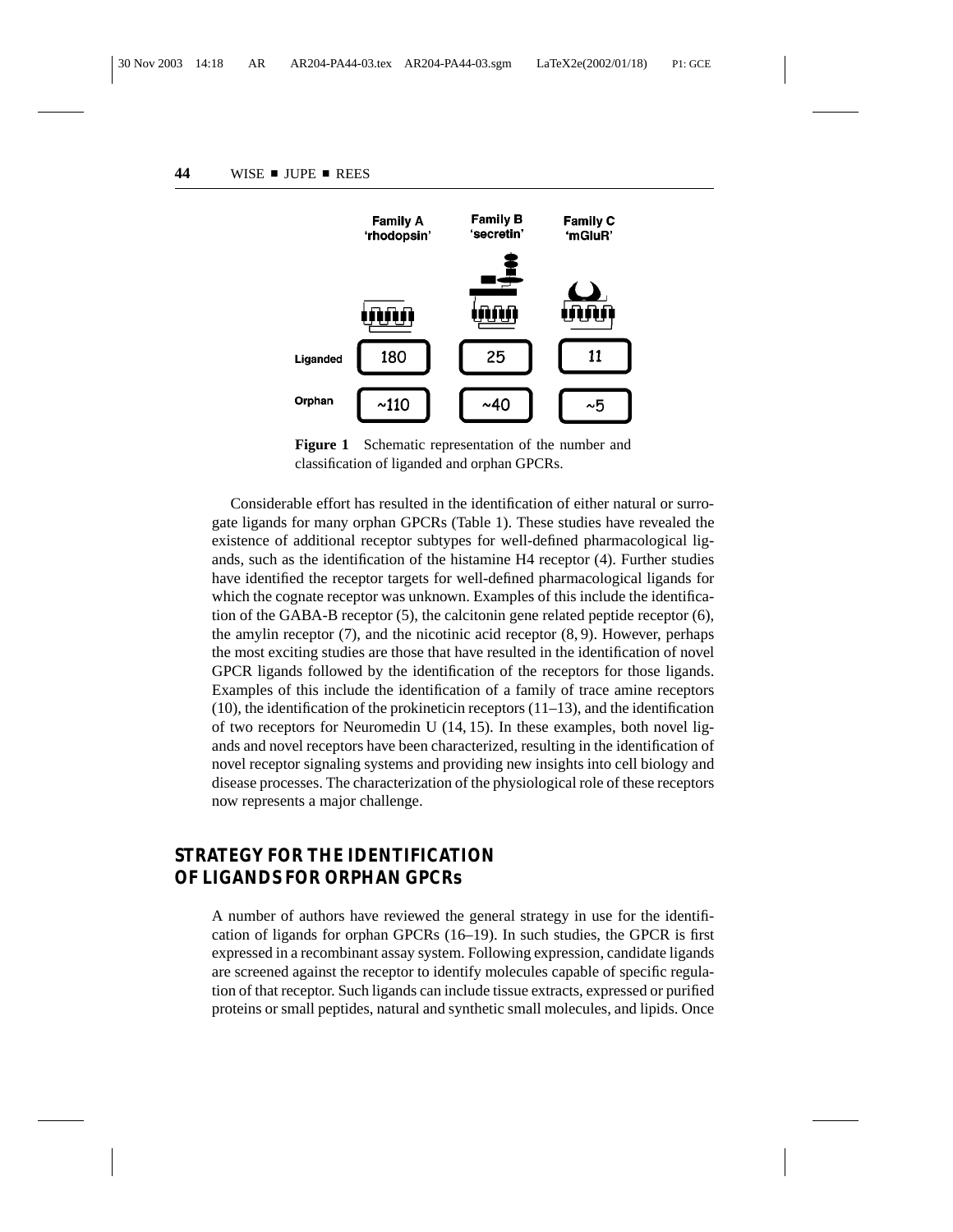| | Family A 'rhodopsin' | Family B 'secretin' | Family C 'mGluR' |
|---|---|---|---|
| Liganded | 180 | 25 | 11 |
| Orphan | ~110 | ~40 | ~5 |

**Figure 1** Schematic representation of the number and classification of liganded and orphan GPCRs.

Considerable effort has resulted in the identification of either natural or surrogate ligands for many orphan GPCRs (Table 1). These studies have revealed the existence of additional receptor subtypes for well-defined pharmacological ligands, such as the identification of the histamine H4 receptor (4). Further studies have identified the receptor targets for well-defined pharmacological ligands for which the cognate receptor was unknown. Examples of this include the identification of the GABA-B receptor (5), the calcitonin gene related peptide receptor (6), the amylin receptor (7), and the nicotinic acid receptor (8, 9). However, perhaps the most exciting studies are those that have resulted in the identification of novel GPCR ligands followed by the identification of the receptors for those ligands. Examples of this include the identification of a family of trace amine receptors (10), the identification of the prokineticin receptors (11–13), and the identification of two receptors for Neuromedin U (14, 15). In these examples, both novel ligands and novel receptors have been characterized, resulting in the identification of novel receptor signaling systems and providing new insights into cell biology and disease processes. The characterization of the physiological role of these receptors now represents a major challenge.

## STRATEGY FOR THE IDENTIFICATION OF LIGANDS FOR ORPHAN GPCRs

A number of authors have reviewed the general strategy in use for the identification of ligands for orphan GPCRs (16–19). In such studies, the GPCR is first expressed in a recombinant assay system. Following expression, candidate ligands are screened against the receptor to identify molecules capable of specific regulation of that receptor. Such ligands can include tissue extracts, expressed or purified proteins or small peptides, natural and synthetic small molecules, and lipids. Once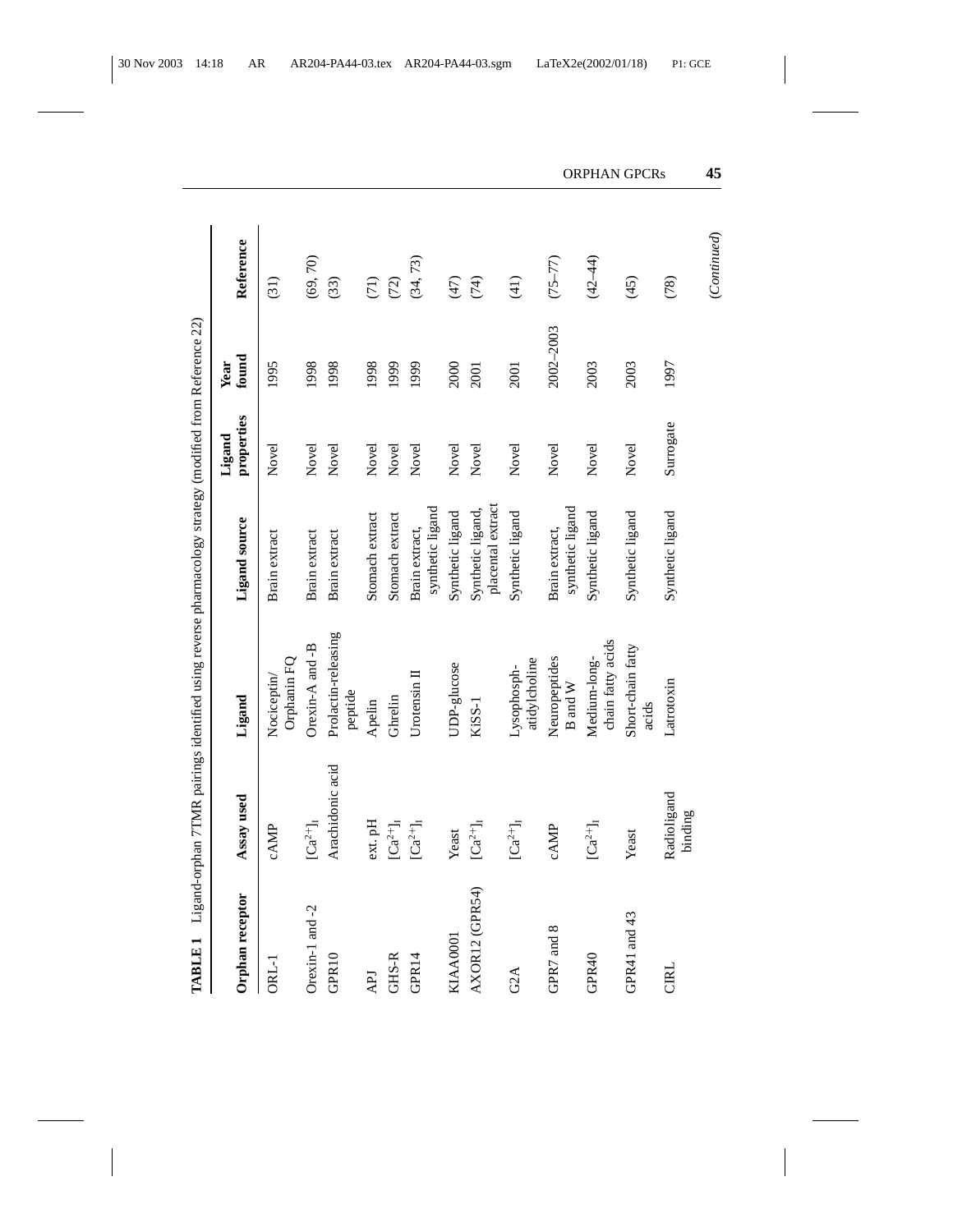**TABLE 1** Ligand-orphan 7TMR pairings identified using reverse pharmacology strategy (modified from Reference 22)

| Orphan receptor | Assay used | Ligand | Ligand source | Ligand properties | Year found | Reference |
|---|---|---|---|---|---|---|
| ORL-1 | cAMP | Nociceptin/ Orphanin FQ | Brain extract | Novel | 1995 | (31) |
| Orexin-1 and -2 | $[Ca^{2+}]_I$ | Orexin-A and -B | Brain extract | Novel | 1998 | (69, 70) |
| GPR10 | Arachidonic acid | Prolactin-releasing peptide | Brain extract | Novel | 1998 | (33) |
| APJ | ext. pH | Apelin | Stomach extract | Novel | 1998 | (71) |
| GHS-R | $[Ca^{2+}]_I$ | Ghrelin | Stomach extract | Novel | 1999 | (72) |
| GPR14 | $[Ca^{2+}]_I$ | Urotensin II | Brain extract, synthetic ligand | Novel | 1999 | (34, 73) |
| KIAA0001 | Yeast | UDP-glucose | Synthetic ligand | Novel | 2000 | (47) |
| AXOR12 (GPR54) | $[Ca^{2+}]_I$ | KiSS-1 | Synthetic ligand, placental extract | Novel | 2001 | (74) |
| G2A | $[Ca^{2+}]_I$ | Lysophosph-atidylcholine | Synthetic ligand | Novel | 2001 | (41) |
| GPR7 and 8 | cAMP | Neuropeptides B and W | Brain extract, synthetic ligand | Novel | 2002–2003 | (75–77) |
| GPR40 | $[Ca^{2+}]_I$ | Medium-long-chain fatty acids | Synthetic ligand | Novel | 2003 | (42–44) |
| GPR41 and 43 | Yeast | Short-chain fatty acids | Synthetic ligand | Novel | 2003 | (45) |
| CIRL | Radioligand binding | Latrotoxin | Synthetic ligand | Surrogate | 1997 | (78) |

(*Continued*)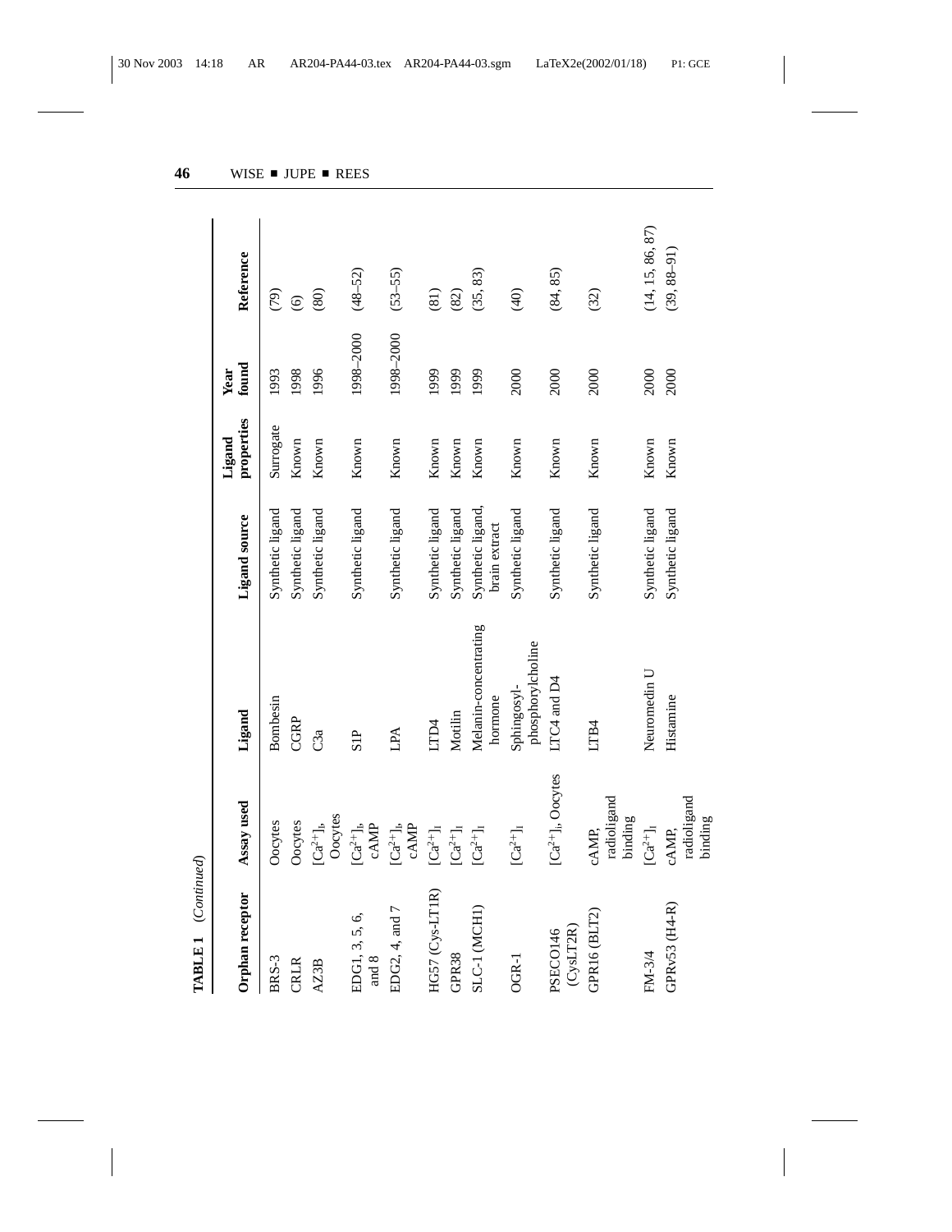**TABLE 1** (*Continued*)

| Orphan receptor | Assay used | Ligand | Ligand source | Ligand properties | Year found | Reference |
|---|---|---|---|---|---|---|
| BRS-3 | Oocytes | Bombesin | Synthetic ligand | Surrogate | 1993 | (79) |
| CRLR | Oocytes | CGRP | Synthetic ligand | Known | 1998 | (6) |
| AZ3B | $[Ca^{2+}]_i$, Oocytes | C3a | Synthetic ligand | Known | 1996 | (80) |
| EDG1, 3, 5, 6, and 8 | $[Ca^{2+}]_i$, cAMP | S1P | Synthetic ligand | Known | 1998–2000 | (48–52) |
| EDG2, 4, and 7 | $[Ca^{2+}]_i$, cAMP | LPA | Synthetic ligand | Known | 1998–2000 | (53–55) |
| HG57 (Cys-LT1R) | $[Ca^{2+}]_i$ | LTD4 | Synthetic ligand | Known | 1999 | (81) |
| GPR38 | $[Ca^{2+}]_i$ | Motilin | Synthetic ligand | Known | 1999 | (82) |
| SLC-1 (MCH1) | $[Ca^{2+}]_i$ | Melanin-concentrating hormone | Synthetic ligand, brain extract | Known | 1999 | (35, 83) |
| OGR-1 | $[Ca^{2+}]_i$ | Sphingosyl-phosphorylcholine | Synthetic ligand | Known | 2000 | (40) |
| PSEC0146 (CysLT2R) | $[Ca^{2+}]_i$, Oocytes | LTC4 and D4 | Synthetic ligand | Known | 2000 | (84, 85) |
| GPR16 (BLT2) | cAMP, radioligand binding | LTB4 | Synthetic ligand | Known | 2000 | (32) |
| FM-3/4 | $[Ca^{2+}]_i$ | Neuromedin U | Synthetic ligand | Known | 2000 | (14, 15, 86, 87) |
| GPRv53 (H4-R) | cAMP, radioligand binding | Histamine | Synthetic ligand | Known | 2000 | (39, 88–91) |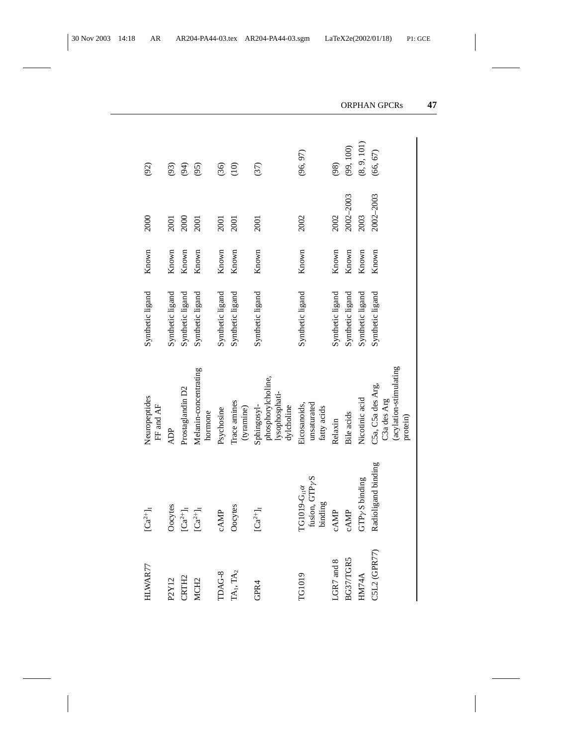| | | | | | | |
|---|---|---|---|---|---|---|
| HLWAR77 | $[Ca^{2+}]_I$ | Neuropeptides FF and AF | Synthetic ligand | Known | 2000 | (92) |
| P2Y12 | Oocytes | ADP | Synthetic ligand | Known | 2001 | (93) |
| CRTH2 | $[Ca^{2+}]_I$ | Prostaglandin D2 | Synthetic ligand | Known | 2000 | (94) |
| MCH2 | $[Ca^{2+}]_I$ | Melanin-concentrating hormone | Synthetic ligand | Known | 2001 | (95) |
| TDAG-8 | cAMP | Psychosine | Synthetic ligand | Known | 2001 | (36) |
| $TA_1$, $TA_2$ | Oocytes | Trace amines (tyramine) | Synthetic ligand | Known | 2001 | (10) |
| GPR4 | $[Ca^{2+}]_I$ | Sphingosyl-phosphorylcholine, lysophosphatidylcholine | Synthetic ligand | Known | 2001 | (37) |
| TG1019 | TG1019-$G_{i1}\alpha$ fusion, GTP$\gamma$S binding | Eicosanoids, unsaturated fatty acids | Synthetic ligand | Known | 2002 | (96, 97) |
| LGR7 and 8 | cAMP | Relaxin | Synthetic ligand | Known | 2002 | (98) |
| BG37/TGR5 | cAMP | Bile acids | Synthetic ligand | Known | 2002–2003 | (99, 100) |
| HM74A | GTP$\gamma$S binding | Nicotinic acid | Synthetic ligand | Known | 2003 | (8, 9, 101) |
| C5L2 (GPR77) | Radioligand binding | C5a, C5a des Arg, C3a des Arg (acylation-stimulating protein) | Synthetic ligand | Known | 2002–2003 | (66, 67) |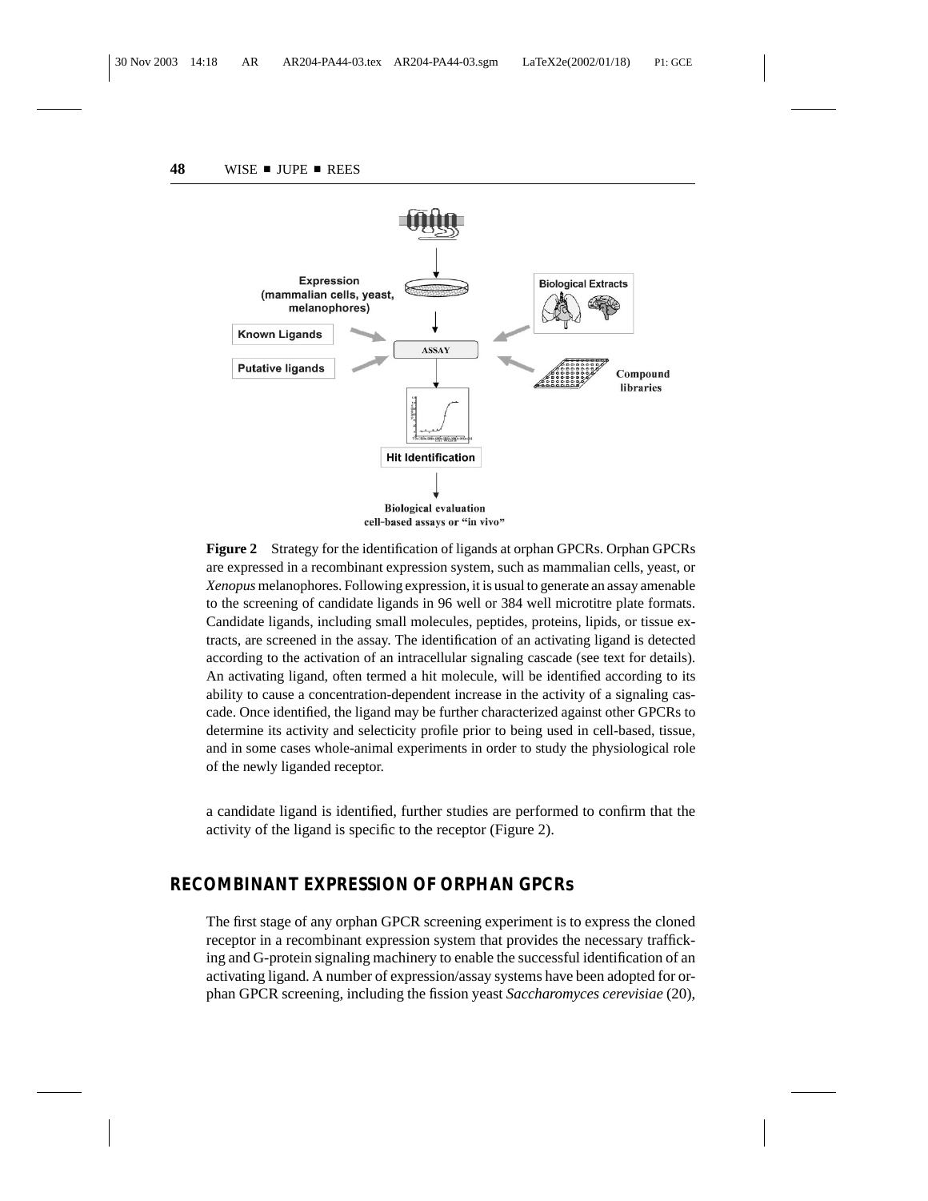**Figure 2** Strategy for the identification of ligands at orphan GPCRs. Orphan GPCRs are expressed in a recombinant expression system, such as mammalian cells, yeast, or *Xenopus* melanophores. Following expression, it is usual to generate an assay amenable to the screening of candidate ligands in 96 well or 384 well microtitre plate formats. Candidate ligands, including small molecules, peptides, proteins, lipids, or tissue extracts, are screened in the assay. The identification of an activating ligand is detected according to the activation of an intracellular signaling cascade (see text for details). An activating ligand, often termed a hit molecule, will be identified according to its ability to cause a concentration-dependent increase in the activity of a signaling cascade. Once identified, the ligand may be further characterized against other GPCRs to determine its activity and selecticity profile prior to being used in cell-based, tissue, and in some cases whole-animal experiments in order to study the physiological role of the newly liganded receptor.

a candidate ligand is identified, further studies are performed to confirm that the activity of the ligand is specific to the receptor (Figure 2).

## RECOMBINANT EXPRESSION OF ORPHAN GPCRs

The first stage of any orphan GPCR screening experiment is to express the cloned receptor in a recombinant expression system that provides the necessary trafficking and G-protein signaling machinery to enable the successful identification of an activating ligand. A number of expression/assay systems have been adopted for orphan GPCR screening, including the fission yeast *Saccharomyces cerevisiae* (20),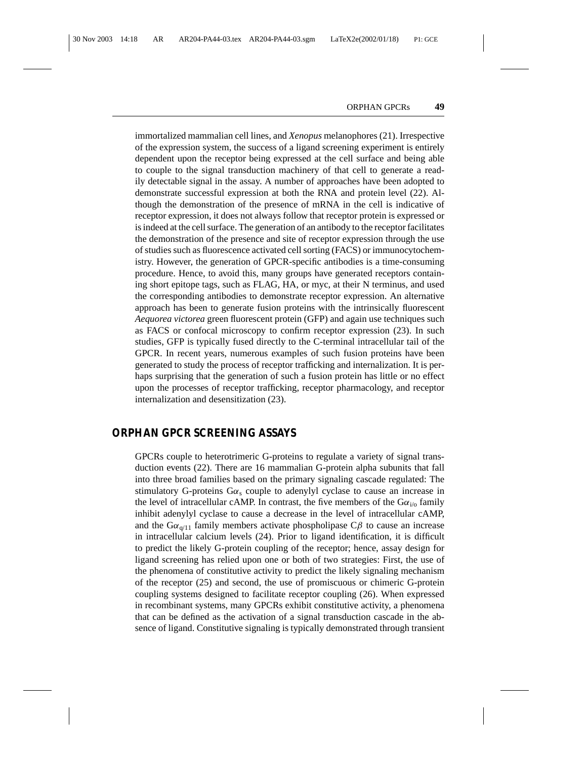immortalized mammalian cell lines, and *Xenopus* melanophores (21). Irrespective of the expression system, the success of a ligand screening experiment is entirely dependent upon the receptor being expressed at the cell surface and being able to couple to the signal transduction machinery of that cell to generate a readily detectable signal in the assay. A number of approaches have been adopted to demonstrate successful expression at both the RNA and protein level (22). Although the demonstration of the presence of mRNA in the cell is indicative of receptor expression, it does not always follow that receptor protein is expressed or is indeed at the cell surface. The generation of an antibody to the receptor facilitates the demonstration of the presence and site of receptor expression through the use of studies such as fluorescence activated cell sorting (FACS) or immunocytochemistry. However, the generation of GPCR-specific antibodies is a time-consuming procedure. Hence, to avoid this, many groups have generated receptors containing short epitope tags, such as FLAG, HA, or myc, at their N terminus, and used the corresponding antibodies to demonstrate receptor expression. An alternative approach has been to generate fusion proteins with the intrinsically fluorescent *Aequorea victorea* green fluorescent protein (GFP) and again use techniques such as FACS or confocal microscopy to confirm receptor expression (23). In such studies, GFP is typically fused directly to the C-terminal intracellular tail of the GPCR. In recent years, numerous examples of such fusion proteins have been generated to study the process of receptor trafficking and internalization. It is perhaps surprising that the generation of such a fusion protein has little or no effect upon the processes of receptor trafficking, receptor pharmacology, and receptor internalization and desensitization (23).

## ORPHAN GPCR SCREENING ASSAYS

GPCRs couple to heterotrimeric G-proteins to regulate a variety of signal transduction events (22). There are 16 mammalian G-protein alpha subunits that fall into three broad families based on the primary signaling cascade regulated: The stimulatory G-proteins $G\alpha_s$ couple to adenylyl cyclase to cause an increase in the level of intracellular cAMP. In contrast, the five members of the $G\alpha_{i/o}$ family inhibit adenylyl cyclase to cause a decrease in the level of intracellular cAMP, and the $G\alpha_{q/11}$ family members activate phospholipase $C\beta$ to cause an increase in intracellular calcium levels (24). Prior to ligand identification, it is difficult to predict the likely G-protein coupling of the receptor; hence, assay design for ligand screening has relied upon one or both of two strategies: First, the use of the phenomena of constitutive activity to predict the likely signaling mechanism of the receptor (25) and second, the use of promiscuous or chimeric G-protein coupling systems designed to facilitate receptor coupling (26). When expressed in recombinant systems, many GPCRs exhibit constitutive activity, a phenomena that can be defined as the activation of a signal transduction cascade in the absence of ligand. Constitutive signaling is typically demonstrated through transient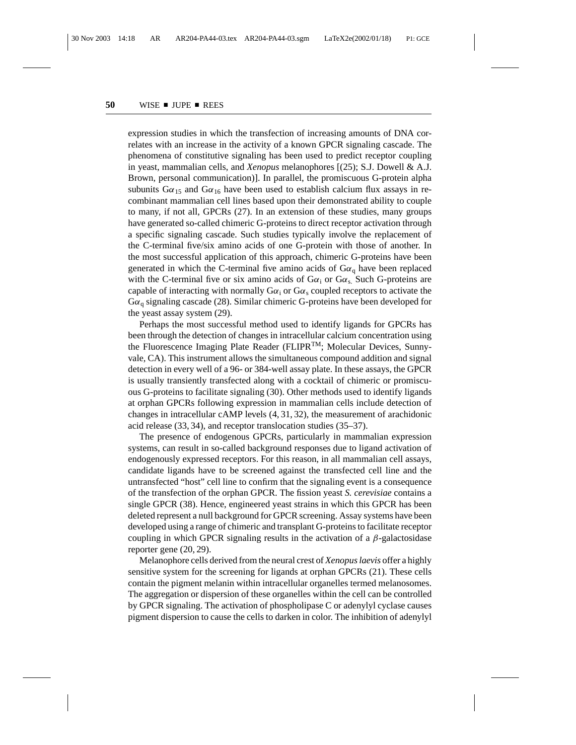expression studies in which the transfection of increasing amounts of DNA correlates with an increase in the activity of a known GPCR signaling cascade. The phenomena of constitutive signaling has been used to predict receptor coupling in yeast, mammalian cells, and *Xenopus* melanophores [(25); S.J. Dowell & A.J. Brown, personal communication)]. In parallel, the promiscuous G-protein alpha subunits $G\alpha_{15}$ and $G\alpha_{16}$ have been used to establish calcium flux assays in recombinant mammalian cell lines based upon their demonstrated ability to couple to many, if not all, GPCRs (27). In an extension of these studies, many groups have generated so-called chimeric G-proteins to direct receptor activation through a specific signaling cascade. Such studies typically involve the replacement of the C-terminal five/six amino acids of one G-protein with those of another. In the most successful application of this approach, chimeric G-proteins have been generated in which the C-terminal five amino acids of $G\alpha_q$ have been replaced with the C-terminal five or six amino acids of $G\alpha_i$ or $G\alpha_s$. Such G-proteins are capable of interacting with normally $G\alpha_i$ or $G\alpha_s$ coupled receptors to activate the $G\alpha_q$ signaling cascade (28). Similar chimeric G-proteins have been developed for the yeast assay system (29).

Perhaps the most successful method used to identify ligands for GPCRs has been through the detection of changes in intracellular calcium concentration using the Fluorescence Imaging Plate Reader (FLIPR™; Molecular Devices, Sunnyvale, CA). This instrument allows the simultaneous compound addition and signal detection in every well of a 96- or 384-well assay plate. In these assays, the GPCR is usually transiently transfected along with a cocktail of chimeric or promiscuous G-proteins to facilitate signaling (30). Other methods used to identify ligands at orphan GPCRs following expression in mammalian cells include detection of changes in intracellular cAMP levels (4, 31, 32), the measurement of arachidonic acid release (33, 34), and receptor translocation studies (35–37).

The presence of endogenous GPCRs, particularly in mammalian expression systems, can result in so-called background responses due to ligand activation of endogenously expressed receptors. For this reason, in all mammalian cell assays, candidate ligands have to be screened against the transfected cell line and the untransfected "host" cell line to confirm that the signaling event is a consequence of the transfection of the orphan GPCR. The fission yeast *S. cerevisiae* contains a single GPCR (38). Hence, engineered yeast strains in which this GPCR has been deleted represent a null background for GPCR screening. Assay systems have been developed using a range of chimeric and transplant G-proteins to facilitate receptor coupling in which GPCR signaling results in the activation of a $\beta$-galactosidase reporter gene (20, 29).

Melanophore cells derived from the neural crest of *Xenopus laevis* offer a highly sensitive system for the screening for ligands at orphan GPCRs (21). These cells contain the pigment melanin within intracellular organelles termed melanosomes. The aggregation or dispersion of these organelles within the cell can be controlled by GPCR signaling. The activation of phospholipase C or adenylyl cyclase causes pigment dispersion to cause the cells to darken in color. The inhibition of adenylyl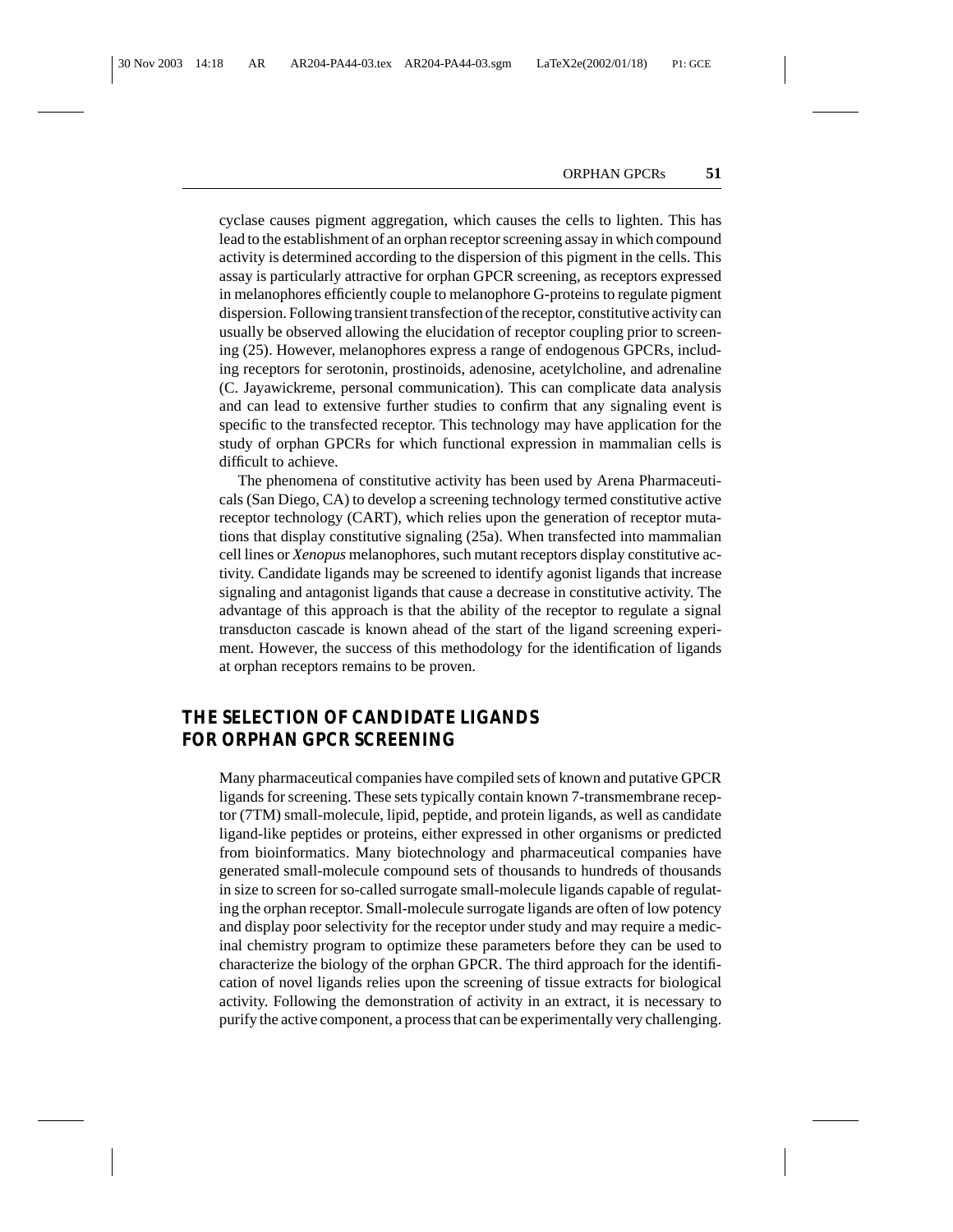cyclase causes pigment aggregation, which causes the cells to lighten. This has lead to the establishment of an orphan receptor screening assay in which compound activity is determined according to the dispersion of this pigment in the cells. This assay is particularly attractive for orphan GPCR screening, as receptors expressed in melanophores efficiently couple to melanophore G-proteins to regulate pigment dispersion. Following transient transfection of the receptor, constitutive activity can usually be observed allowing the elucidation of receptor coupling prior to screening (25). However, melanophores express a range of endogenous GPCRs, including receptors for serotonin, prostinoids, adenosine, acetylcholine, and adrenaline (C. Jayawickreme, personal communication). This can complicate data analysis and can lead to extensive further studies to confirm that any signaling event is specific to the transfected receptor. This technology may have application for the study of orphan GPCRs for which functional expression in mammalian cells is difficult to achieve.

The phenomena of constitutive activity has been used by Arena Pharmaceuticals (San Diego, CA) to develop a screening technology termed constitutive active receptor technology (CART), which relies upon the generation of receptor mutations that display constitutive signaling (25a). When transfected into mammalian cell lines or *Xenopus* melanophores, such mutant receptors display constitutive activity. Candidate ligands may be screened to identify agonist ligands that increase signaling and antagonist ligands that cause a decrease in constitutive activity. The advantage of this approach is that the ability of the receptor to regulate a signal transducton cascade is known ahead of the start of the ligand screening experiment. However, the success of this methodology for the identification of ligands at orphan receptors remains to be proven.

## THE SELECTION OF CANDIDATE LIGANDS FOR ORPHAN GPCR SCREENING

Many pharmaceutical companies have compiled sets of known and putative GPCR ligands for screening. These sets typically contain known 7-transmembrane receptor (7TM) small-molecule, lipid, peptide, and protein ligands, as well as candidate ligand-like peptides or proteins, either expressed in other organisms or predicted from bioinformatics. Many biotechnology and pharmaceutical companies have generated small-molecule compound sets of thousands to hundreds of thousands in size to screen for so-called surrogate small-molecule ligands capable of regulating the orphan receptor. Small-molecule surrogate ligands are often of low potency and display poor selectivity for the receptor under study and may require a medicinal chemistry program to optimize these parameters before they can be used to characterize the biology of the orphan GPCR. The third approach for the identification of novel ligands relies upon the screening of tissue extracts for biological activity. Following the demonstration of activity in an extract, it is necessary to purify the active component, a process that can be experimentally very challenging.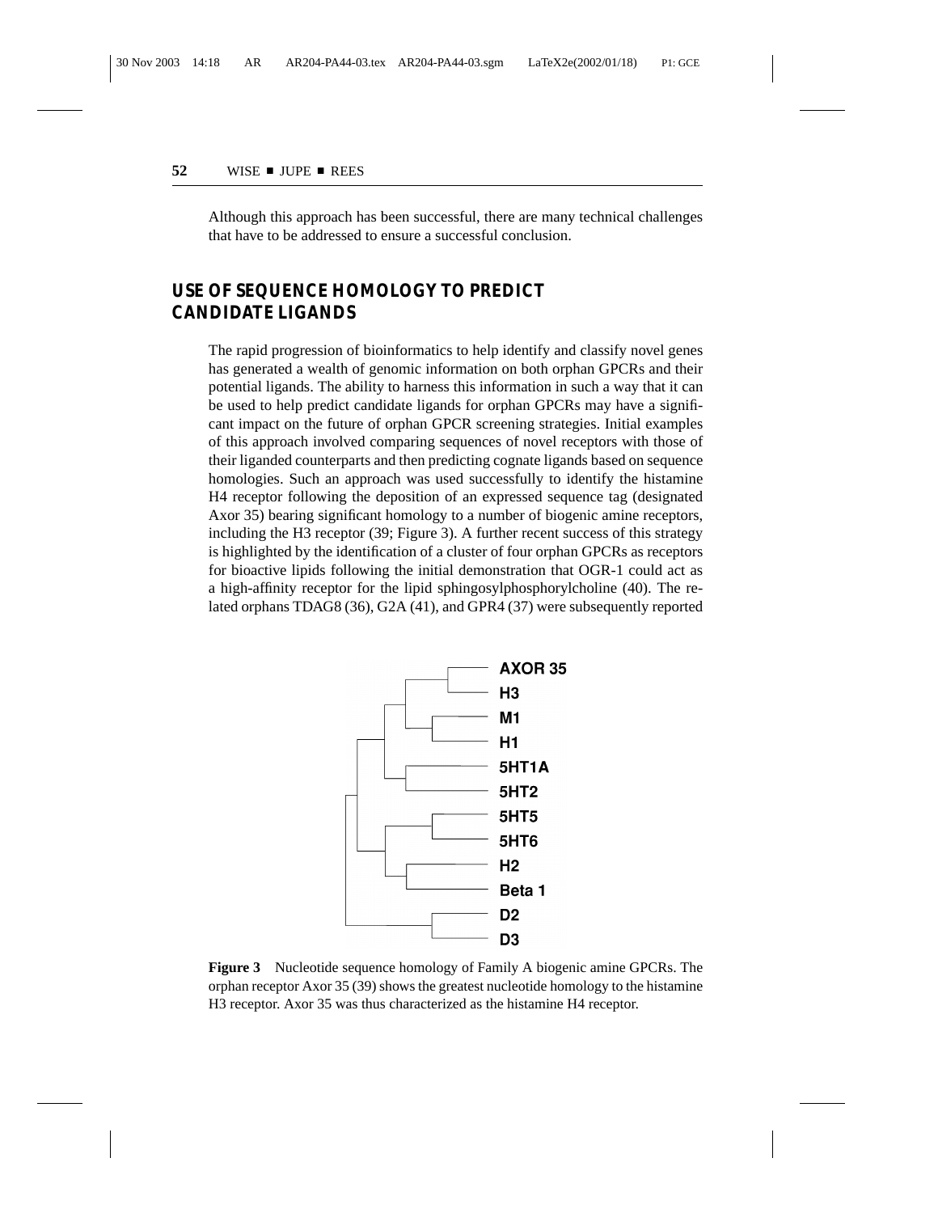Although this approach has been successful, there are many technical challenges that have to be addressed to ensure a successful conclusion.

## USE OF SEQUENCE HOMOLOGY TO PREDICT CANDIDATE LIGANDS

The rapid progression of bioinformatics to help identify and classify novel genes has generated a wealth of genomic information on both orphan GPCRs and their potential ligands. The ability to harness this information in such a way that it can be used to help predict candidate ligands for orphan GPCRs may have a significant impact on the future of orphan GPCR screening strategies. Initial examples of this approach involved comparing sequences of novel receptors with those of their liganded counterparts and then predicting cognate ligands based on sequence homologies. Such an approach was used successfully to identify the histamine H4 receptor following the deposition of an expressed sequence tag (designated Axor 35) bearing significant homology to a number of biogenic amine receptors, including the H3 receptor (39; Figure 3). A further recent success of this strategy is highlighted by the identification of a cluster of four orphan GPCRs as receptors for bioactive lipids following the initial demonstration that OGR-1 could act as a high-affinity receptor for the lipid sphingosylphosphorylcholine (40). The related orphans TDAG8 (36), G2A (41), and GPR4 (37) were subsequently reported

**Figure 3** Nucleotide sequence homology of Family A biogenic amine GPCRs. The orphan receptor Axor 35 (39) shows the greatest nucleotide homology to the histamine H3 receptor. Axor 35 was thus characterized as the histamine H4 receptor.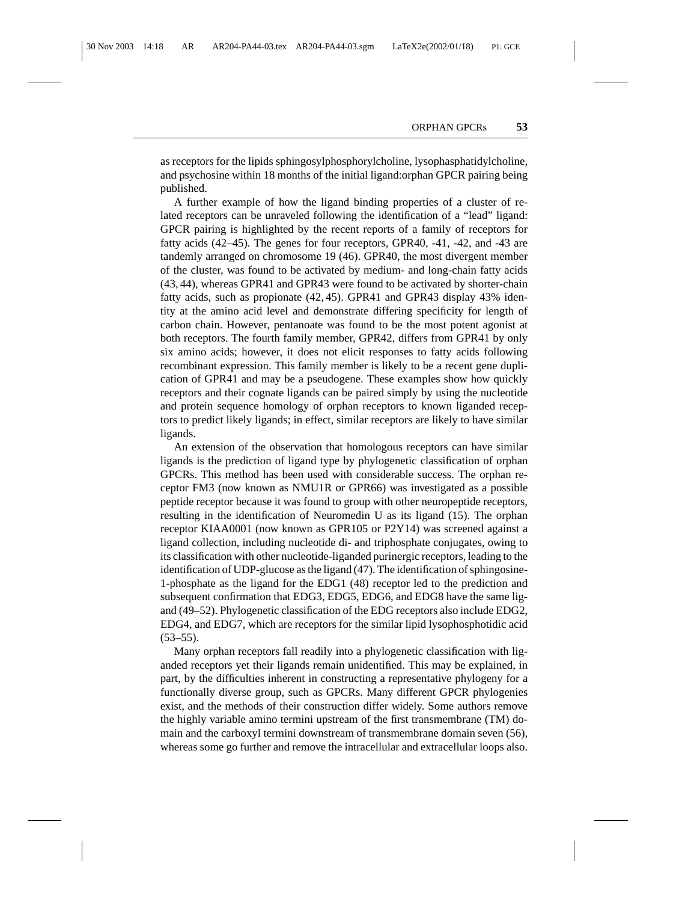as receptors for the lipids sphingosylphosphorylcholine, lysophasphatidylcholine, and psychosine within 18 months of the initial ligand:orphan GPCR pairing being published.

A further example of how the ligand binding properties of a cluster of related receptors can be unraveled following the identification of a "lead" ligand: GPCR pairing is highlighted by the recent reports of a family of receptors for fatty acids (42–45). The genes for four receptors, GPR40, -41, -42, and -43 are tandemly arranged on chromosome 19 (46). GPR40, the most divergent member of the cluster, was found to be activated by medium- and long-chain fatty acids (43, 44), whereas GPR41 and GPR43 were found to be activated by shorter-chain fatty acids, such as propionate (42, 45). GPR41 and GPR43 display 43% identity at the amino acid level and demonstrate differing specificity for length of carbon chain. However, pentanoate was found to be the most potent agonist at both receptors. The fourth family member, GPR42, differs from GPR41 by only six amino acids; however, it does not elicit responses to fatty acids following recombinant expression. This family member is likely to be a recent gene duplication of GPR41 and may be a pseudogene. These examples show how quickly receptors and their cognate ligands can be paired simply by using the nucleotide and protein sequence homology of orphan receptors to known liganded receptors to predict likely ligands; in effect, similar receptors are likely to have similar ligands.

An extension of the observation that homologous receptors can have similar ligands is the prediction of ligand type by phylogenetic classification of orphan GPCRs. This method has been used with considerable success. The orphan receptor FM3 (now known as NMU1R or GPR66) was investigated as a possible peptide receptor because it was found to group with other neuropeptide receptors, resulting in the identification of Neuromedin U as its ligand (15). The orphan receptor KIAA0001 (now known as GPR105 or P2Y14) was screened against a ligand collection, including nucleotide di- and triphosphate conjugates, owing to its classification with other nucleotide-liganded purinergic receptors, leading to the identification of UDP-glucose as the ligand (47). The identification of sphingosine-1-phosphate as the ligand for the EDG1 (48) receptor led to the prediction and subsequent confirmation that EDG3, EDG5, EDG6, and EDG8 have the same ligand (49–52). Phylogenetic classification of the EDG receptors also include EDG2, EDG4, and EDG7, which are receptors for the similar lipid lysophosphotidic acid (53–55).

Many orphan receptors fall readily into a phylogenetic classification with liganded receptors yet their ligands remain unidentified. This may be explained, in part, by the difficulties inherent in constructing a representative phylogeny for a functionally diverse group, such as GPCRs. Many different GPCR phylogenies exist, and the methods of their construction differ widely. Some authors remove the highly variable amino termini upstream of the first transmembrane (TM) domain and the carboxyl termini downstream of transmembrane domain seven (56), whereas some go further and remove the intracellular and extracellular loops also.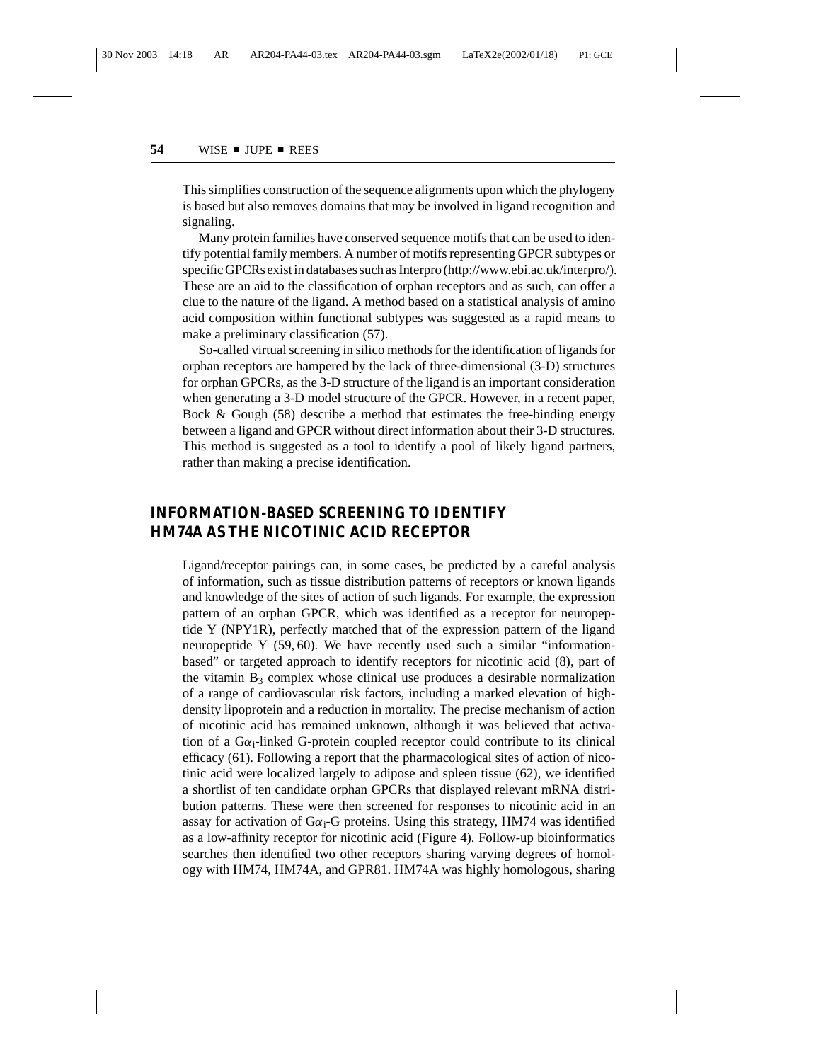This simplifies construction of the sequence alignments upon which the phylogeny is based but also removes domains that may be involved in ligand recognition and signaling.

Many protein families have conserved sequence motifs that can be used to identify potential family members. A number of motifs representing GPCR subtypes or specific GPCRs exist in databases such as Interpro (http://www.ebi.ac.uk/interpro/). These are an aid to the classification of orphan receptors and as such, can offer a clue to the nature of the ligand. A method based on a statistical analysis of amino acid composition within functional subtypes was suggested as a rapid means to make a preliminary classification (57).

So-called virtual screening in silico methods for the identification of ligands for orphan receptors are hampered by the lack of three-dimensional (3-D) structures for orphan GPCRs, as the 3-D structure of the ligand is an important consideration when generating a 3-D model structure of the GPCR. However, in a recent paper, Bock & Gough (58) describe a method that estimates the free-binding energy between a ligand and GPCR without direct information about their 3-D structures. This method is suggested as a tool to identify a pool of likely ligand partners, rather than making a precise identification.

## INFORMATION-BASED SCREENING TO IDENTIFY HM74A AS THE NICOTINIC ACID RECEPTOR

Ligand/receptor pairings can, in some cases, be predicted by a careful analysis of information, such as tissue distribution patterns of receptors or known ligands and knowledge of the sites of action of such ligands. For example, the expression pattern of an orphan GPCR, which was identified as a receptor for neuropeptide Y (NPY1R), perfectly matched that of the expression pattern of the ligand neuropeptide Y (59, 60). We have recently used such a similar "information-based" or targeted approach to identify receptors for nicotinic acid (8), part of the vitamin $B_3$ complex whose clinical use produces a desirable normalization of a range of cardiovascular risk factors, including a marked elevation of high-density lipoprotein and a reduction in mortality. The precise mechanism of action of nicotinic acid has remained unknown, although it was believed that activation of a $G\alpha_i$-linked G-protein coupled receptor could contribute to its clinical efficacy (61). Following a report that the pharmacological sites of action of nicotinic acid were localized largely to adipose and spleen tissue (62), we identified a shortlist of ten candidate orphan GPCRs that displayed relevant mRNA distribution patterns. These were then screened for responses to nicotinic acid in an assay for activation of $G\alpha_i$-G proteins. Using this strategy, HM74 was identified as a low-affinity receptor for nicotinic acid (Figure 4). Follow-up bioinformatics searches then identified two other receptors sharing varying degrees of homology with HM74, HM74A, and GPR81. HM74A was highly homologous, sharing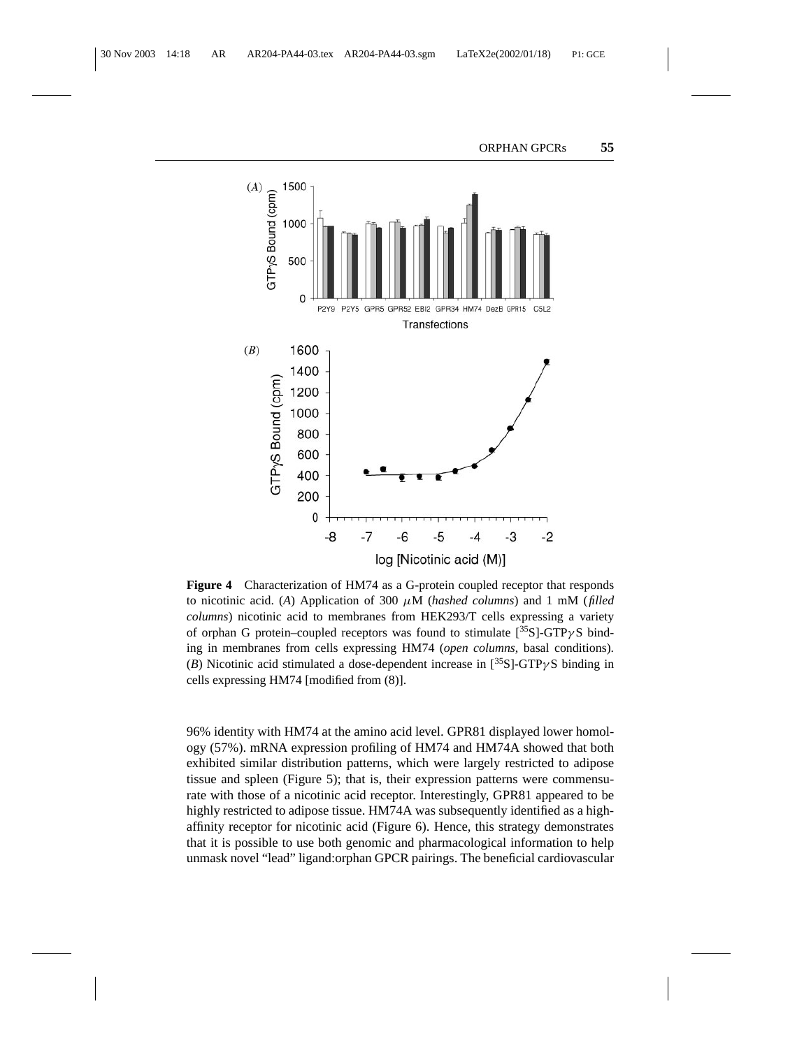**Figure 4** Characterization of HM74 as a G-protein coupled receptor that responds to nicotinic acid. (*A*) Application of 300 $\mu$M (*hashed columns*) and 1 mM (*filled columns*) nicotinic acid to membranes from HEK293/T cells expressing a variety of orphan G protein–coupled receptors was found to stimulate [$^{35}$S]-GTP$\gamma$S binding in membranes from cells expressing HM74 (*open columns*, basal conditions). (*B*) Nicotinic acid stimulated a dose-dependent increase in [$^{35}$S]-GTP$\gamma$S binding in cells expressing HM74 [modified from (8)].

96% identity with HM74 at the amino acid level. GPR81 displayed lower homology (57%). mRNA expression profiling of HM74 and HM74A showed that both exhibited similar distribution patterns, which were largely restricted to adipose tissue and spleen (Figure 5); that is, their expression patterns were commensurate with those of a nicotinic acid receptor. Interestingly, GPR81 appeared to be highly restricted to adipose tissue. HM74A was subsequently identified as a high-affinity receptor for nicotinic acid (Figure 6). Hence, this strategy demonstrates that it is possible to use both genomic and pharmacological information to help unmask novel "lead" ligand:orphan GPCR pairings. The beneficial cardiovascular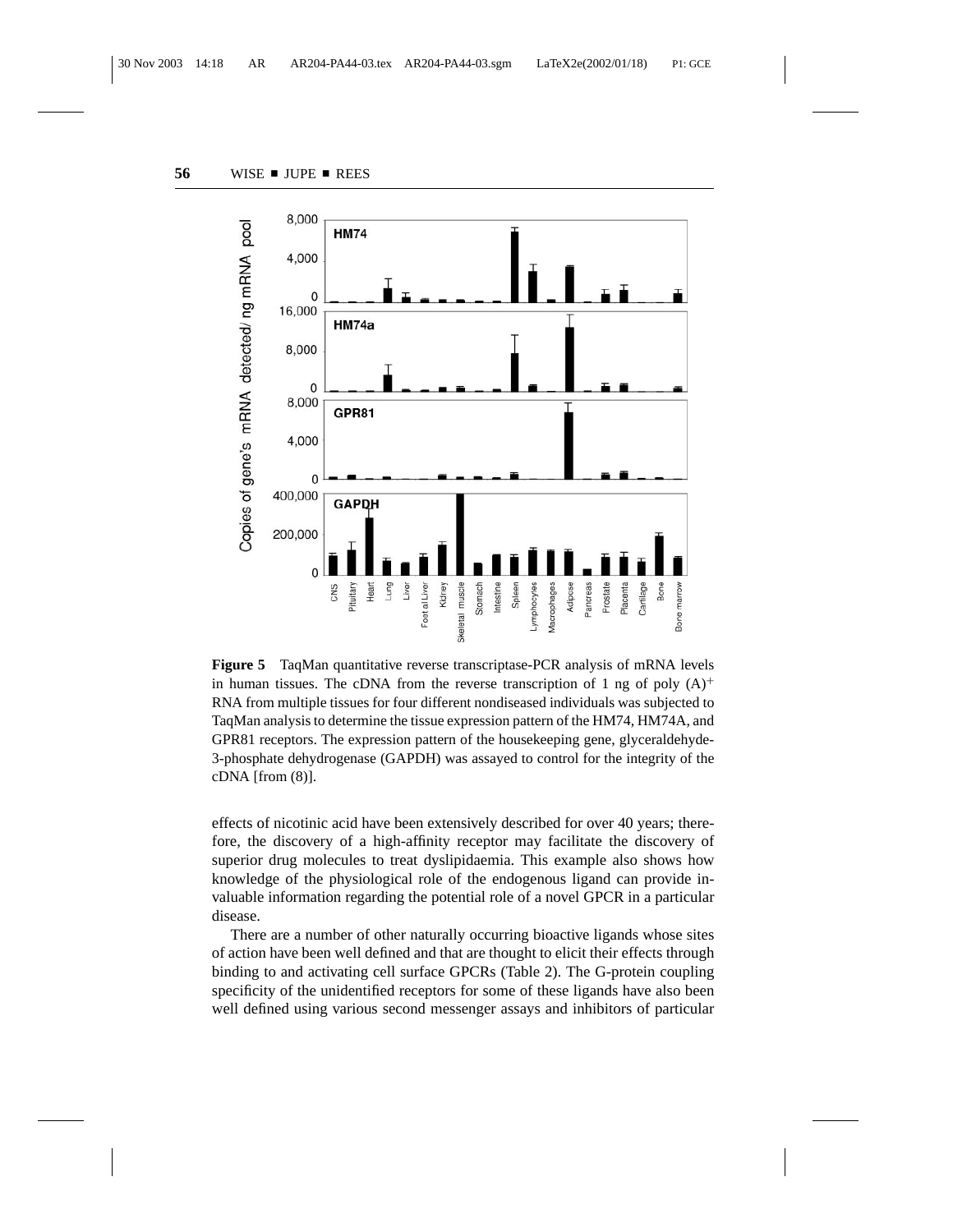**Figure 5** TaqMan quantitative reverse transcriptase-PCR analysis of mRNA levels in human tissues. The cDNA from the reverse transcription of 1 ng of poly $(A)^+$ RNA from multiple tissues for four different nondiseased individuals was subjected to TaqMan analysis to determine the tissue expression pattern of the HM74, HM74A, and GPR81 receptors. The expression pattern of the housekeeping gene, glyceraldehyde-3-phosphate dehydrogenase (GAPDH) was assayed to control for the integrity of the cDNA [from (8)].

effects of nicotinic acid have been extensively described for over 40 years; therefore, the discovery of a high-affinity receptor may facilitate the discovery of superior drug molecules to treat dyslipidaemia. This example also shows how knowledge of the physiological role of the endogenous ligand can provide invaluable information regarding the potential role of a novel GPCR in a particular disease.

There are a number of other naturally occurring bioactive ligands whose sites of action have been well defined and that are thought to elicit their effects through binding to and activating cell surface GPCRs (Table 2). The G-protein coupling specificity of the unidentified receptors for some of these ligands have also been well defined using various second messenger assays and inhibitors of particular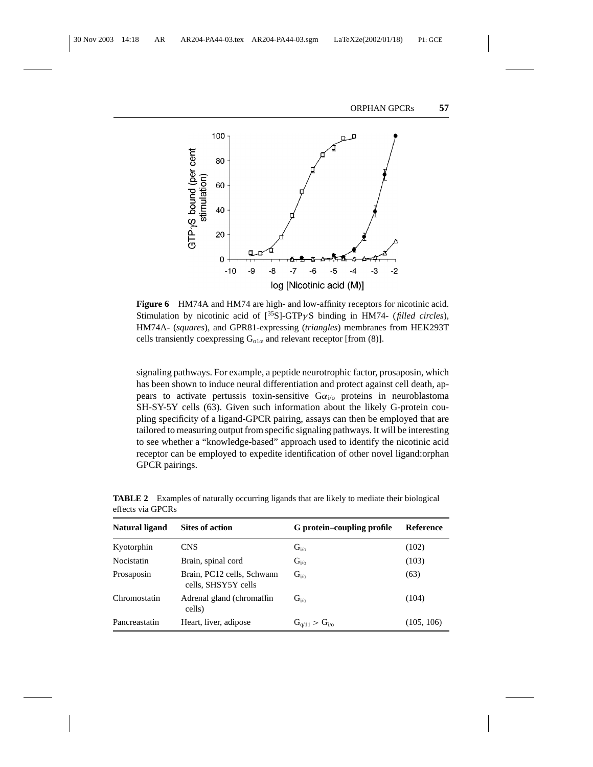**Figure 6** HM74A and HM74 are high- and low-affinity receptors for nicotinic acid. Stimulation by nicotinic acid of [$^{35}$S]-GTP$\gamma$S binding in HM74- (*filled circles*), HM74A- (*squares*), and GPR81-expressing (*triangles*) membranes from HEK293T cells transiently coexpressing $G_{o1\alpha}$ and relevant receptor [from (8)].

signaling pathways. For example, a peptide neurotrophic factor, prosaposin, which has been shown to induce neural differentiation and protect against cell death, appears to activate pertussis toxin-sensitive $G\alpha_{i/o}$ proteins in neuroblastoma SH-SY-5Y cells (63). Given such information about the likely G-protein coupling specificity of a ligand-GPCR pairing, assays can then be employed that are tailored to measuring output from specific signaling pathways. It will be interesting to see whether a "knowledge-based" approach used to identify the nicotinic acid receptor can be employed to expedite identification of other novel ligand:orphan GPCR pairings.

**TABLE 2** Examples of naturally occurring ligands that are likely to mediate their biological effects via GPCRs

| Natural ligand | Sites of action | G protein–coupling profile | Reference |
|---|---|---|---|
| Kyotorphin | CNS | $G_{i/o}$ | (102) |
| Nocistatin | Brain, spinal cord | $G_{i/o}$ | (103) |
| Prosaposin | Brain, PC12 cells, Schwann cells, SHSY5Y cells | $G_{i/o}$ | (63) |
| Chromostatin | Adrenal gland (chromaffin cells) | $G_{i/o}$ | (104) |
| Pancreastatin | Heart, liver, adipose | $G_{q/11} > G_{i/o}$ | (105, 106) |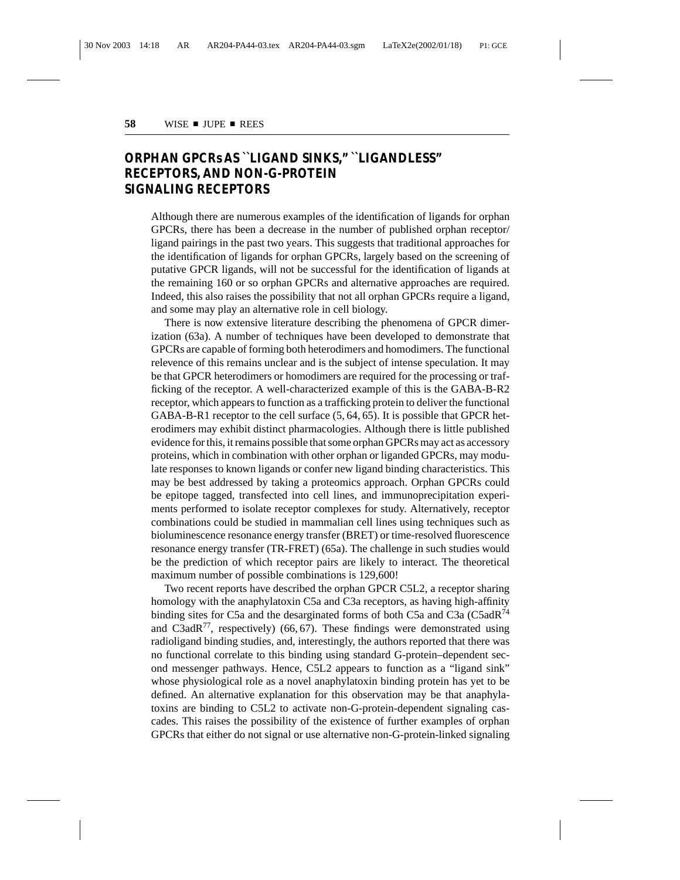## ORPHAN GPCRs AS "LIGAND SINKS," "LIGANDLESS" RECEPTORS, AND NON-G-PROTEIN SIGNALING RECEPTORS

Although there are numerous examples of the identification of ligands for orphan GPCRs, there has been a decrease in the number of published orphan receptor/ligand pairings in the past two years. This suggests that traditional approaches for the identification of ligands for orphan GPCRs, largely based on the screening of putative GPCR ligands, will not be successful for the identification of ligands at the remaining 160 or so orphan GPCRs and alternative approaches are required. Indeed, this also raises the possibility that not all orphan GPCRs require a ligand, and some may play an alternative role in cell biology.

There is now extensive literature describing the phenomena of GPCR dimerization (63a). A number of techniques have been developed to demonstrate that GPCRs are capable of forming both heterodimers and homodimers. The functional relevence of this remains unclear and is the subject of intense speculation. It may be that GPCR heterodimers or homodimers are required for the processing or trafficking of the receptor. A well-characterized example of this is the GABA-B-R2 receptor, which appears to function as a trafficking protein to deliver the functional GABA-B-R1 receptor to the cell surface (5, 64, 65). It is possible that GPCR heterodimers may exhibit distinct pharmacologies. Although there is little published evidence for this, it remains possible that some orphan GPCRs may act as accessory proteins, which in combination with other orphan or liganded GPCRs, may modulate responses to known ligands or confer new ligand binding characteristics. This may be best addressed by taking a proteomics approach. Orphan GPCRs could be epitope tagged, transfected into cell lines, and immunoprecipitation experiments performed to isolate receptor complexes for study. Alternatively, receptor combinations could be studied in mammalian cell lines using techniques such as bioluminescence resonance energy transfer (BRET) or time-resolved fluorescence resonance energy transfer (TR-FRET) (65a). The challenge in such studies would be the prediction of which receptor pairs are likely to interact. The theoretical maximum number of possible combinations is 129,600!

Two recent reports have described the orphan GPCR C5L2, a receptor sharing homology with the anaphylatoxin C5a and C3a receptors, as having high-affinity binding sites for C5a and the desarginated forms of both C5a and C3a ($C5adR^{74}$ and $C3adR^{77}$, respectively) (66, 67). These findings were demonstrated using radioligand binding studies, and, interestingly, the authors reported that there was no functional correlate to this binding using standard G-protein–dependent second messenger pathways. Hence, C5L2 appears to function as a "ligand sink" whose physiological role as a novel anaphylatoxin binding protein has yet to be defined. An alternative explanation for this observation may be that anaphylatoxins are binding to C5L2 to activate non-G-protein-dependent signaling cascades. This raises the possibility of the existence of further examples of orphan GPCRs that either do not signal or use alternative non-G-protein-linked signaling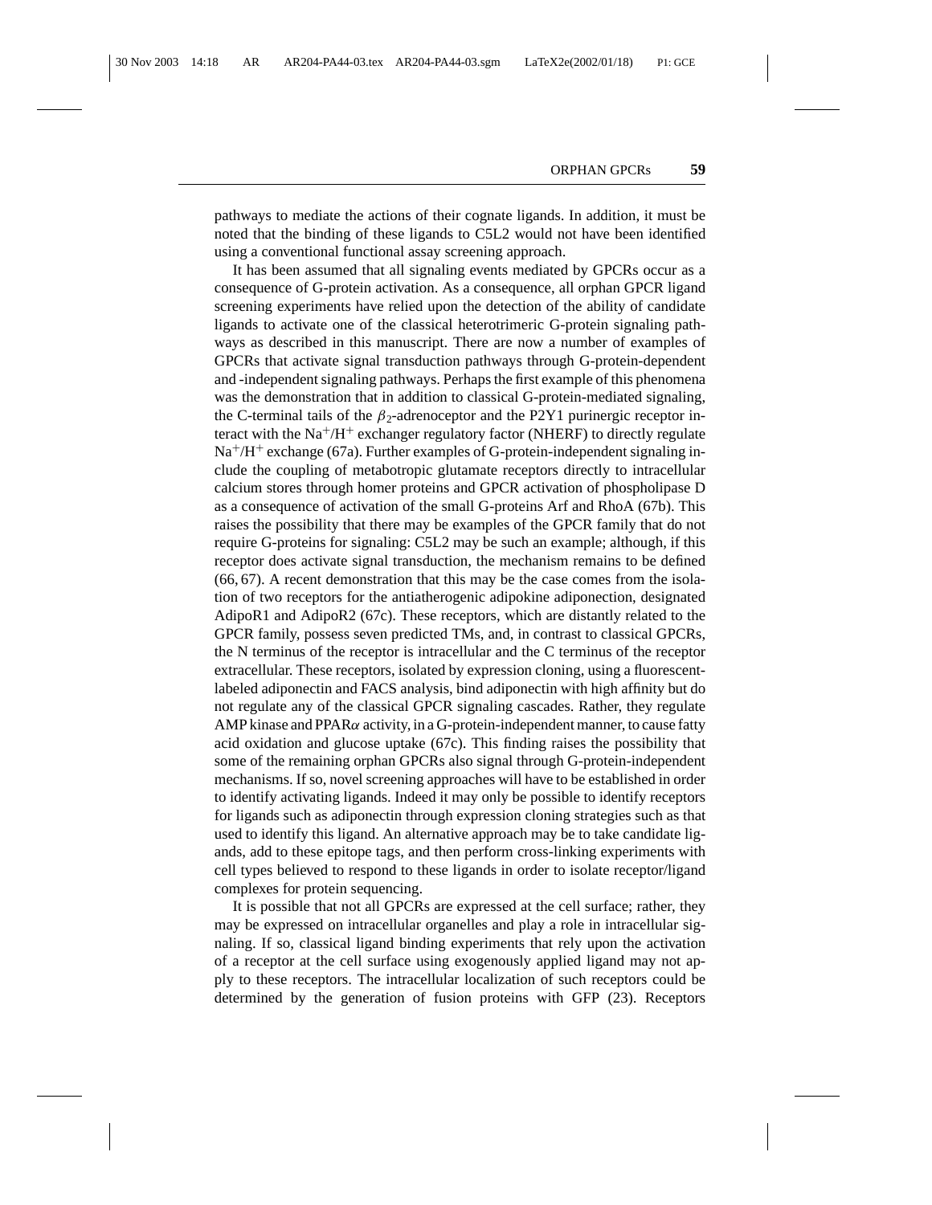pathways to mediate the actions of their cognate ligands. In addition, it must be noted that the binding of these ligands to C5L2 would not have been identified using a conventional functional assay screening approach.

It has been assumed that all signaling events mediated by GPCRs occur as a consequence of G-protein activation. As a consequence, all orphan GPCR ligand screening experiments have relied upon the detection of the ability of candidate ligands to activate one of the classical heterotrimeric G-protein signaling pathways as described in this manuscript. There are now a number of examples of GPCRs that activate signal transduction pathways through G-protein-dependent and -independent signaling pathways. Perhaps the first example of this phenomena was the demonstration that in addition to classical G-protein-mediated signaling, the C-terminal tails of the $\beta_2$-adrenoceptor and the P2Y1 purinergic receptor interact with the $Na^+/H^+$ exchanger regulatory factor (NHERF) to directly regulate $Na^+/H^+$ exchange (67a). Further examples of G-protein-independent signaling include the coupling of metabotropic glutamate receptors directly to intracellular calcium stores through homer proteins and GPCR activation of phospholipase D as a consequence of activation of the small G-proteins Arf and RhoA (67b). This raises the possibility that there may be examples of the GPCR family that do not require G-proteins for signaling: C5L2 may be such an example; although, if this receptor does activate signal transduction, the mechanism remains to be defined (66, 67). A recent demonstration that this may be the case comes from the isolation of two receptors for the antiatherogenic adipokine adiponection, designated AdipoR1 and AdipoR2 (67c). These receptors, which are distantly related to the GPCR family, possess seven predicted TMs, and, in contrast to classical GPCRs, the N terminus of the receptor is intracellular and the C terminus of the receptor extracellular. These receptors, isolated by expression cloning, using a fluorescent-labeled adiponectin and FACS analysis, bind adiponectin with high affinity but do not regulate any of the classical GPCR signaling cascades. Rather, they regulate AMP kinase and PPAR$\alpha$ activity, in a G-protein-independent manner, to cause fatty acid oxidation and glucose uptake (67c). This finding raises the possibility that some of the remaining orphan GPCRs also signal through G-protein-independent mechanisms. If so, novel screening approaches will have to be established in order to identify activating ligands. Indeed it may only be possible to identify receptors for ligands such as adiponectin through expression cloning strategies such as that used to identify this ligand. An alternative approach may be to take candidate ligands, add to these epitope tags, and then perform cross-linking experiments with cell types believed to respond to these ligands in order to isolate receptor/ligand complexes for protein sequencing.

It is possible that not all GPCRs are expressed at the cell surface; rather, they may be expressed on intracellular organelles and play a role in intracellular signaling. If so, classical ligand binding experiments that rely upon the activation of a receptor at the cell surface using exogenously applied ligand may not apply to these receptors. The intracellular localization of such receptors could be determined by the generation of fusion proteins with GFP (23). Receptors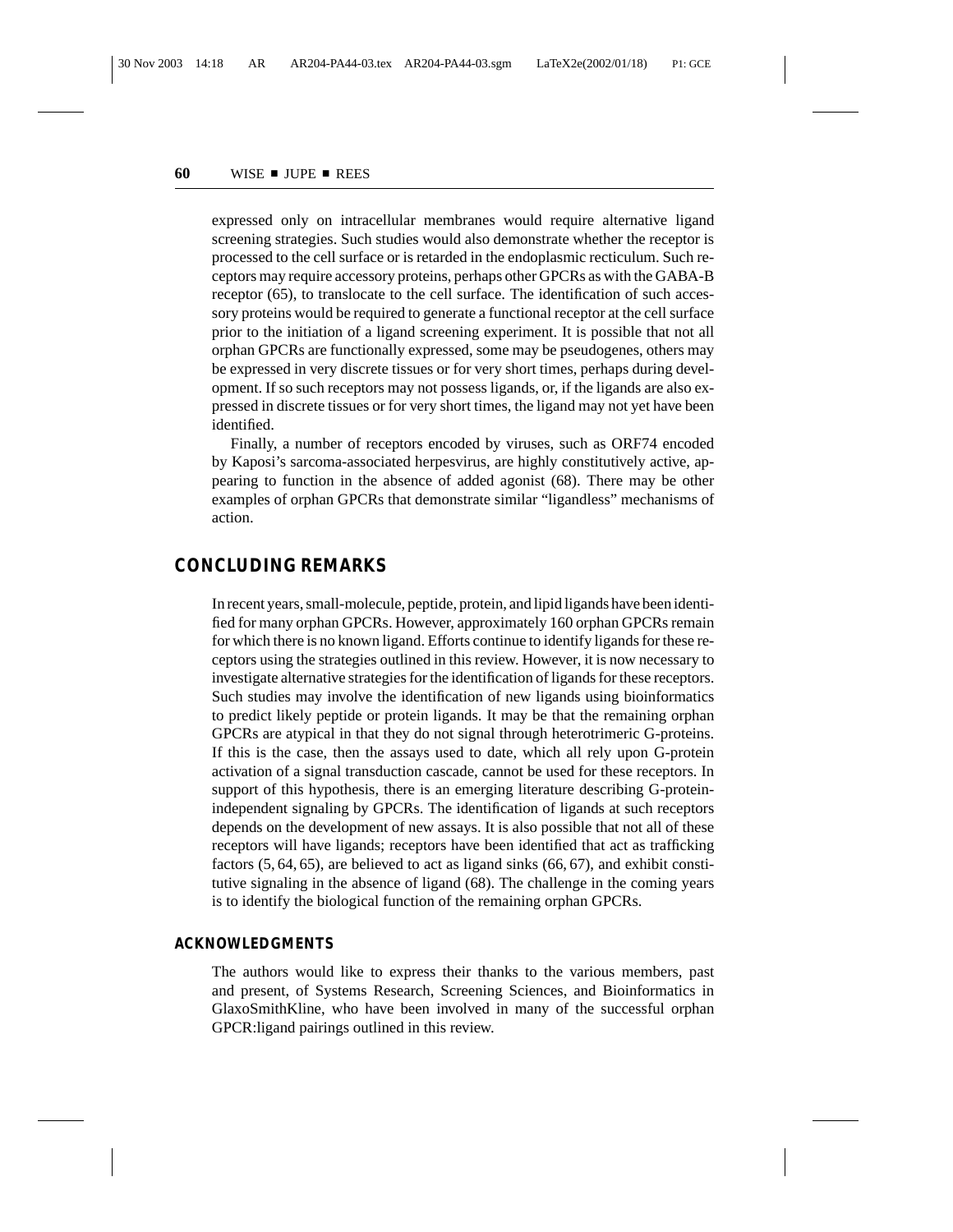expressed only on intracellular membranes would require alternative ligand screening strategies. Such studies would also demonstrate whether the receptor is processed to the cell surface or is retarded in the endoplasmic recticulum. Such receptors may require accessory proteins, perhaps other GPCRs as with the GABA-B receptor (65), to translocate to the cell surface. The identification of such accessory proteins would be required to generate a functional receptor at the cell surface prior to the initiation of a ligand screening experiment. It is possible that not all orphan GPCRs are functionally expressed, some may be pseudogenes, others may be expressed in very discrete tissues or for very short times, perhaps during development. If so such receptors may not possess ligands, or, if the ligands are also expressed in discrete tissues or for very short times, the ligand may not yet have been identified.

Finally, a number of receptors encoded by viruses, such as ORF74 encoded by Kaposi's sarcoma-associated herpesvirus, are highly constitutively active, appearing to function in the absence of added agonist (68). There may be other examples of orphan GPCRs that demonstrate similar "ligandless" mechanisms of action.

## CONCLUDING REMARKS

In recent years, small-molecule, peptide, protein, and lipid ligands have been identified for many orphan GPCRs. However, approximately 160 orphan GPCRs remain for which there is no known ligand. Efforts continue to identify ligands for these receptors using the strategies outlined in this review. However, it is now necessary to investigate alternative strategies for the identification of ligands for these receptors. Such studies may involve the identification of new ligands using bioinformatics to predict likely peptide or protein ligands. It may be that the remaining orphan GPCRs are atypical in that they do not signal through heterotrimeric G-proteins. If this is the case, then the assays used to date, which all rely upon G-protein activation of a signal transduction cascade, cannot be used for these receptors. In support of this hypothesis, there is an emerging literature describing G-protein-independent signaling by GPCRs. The identification of ligands at such receptors depends on the development of new assays. It is also possible that not all of these receptors will have ligands; receptors have been identified that act as trafficking factors (5, 64, 65), are believed to act as ligand sinks (66, 67), and exhibit constitutive signaling in the absence of ligand (68). The challenge in the coming years is to identify the biological function of the remaining orphan GPCRs.

### ACKNOWLEDGMENTS

The authors would like to express their thanks to the various members, past and present, of Systems Research, Screening Sciences, and Bioinformatics in GlaxoSmithKline, who have been involved in many of the successful orphan GPCR:ligand pairings outlined in this review.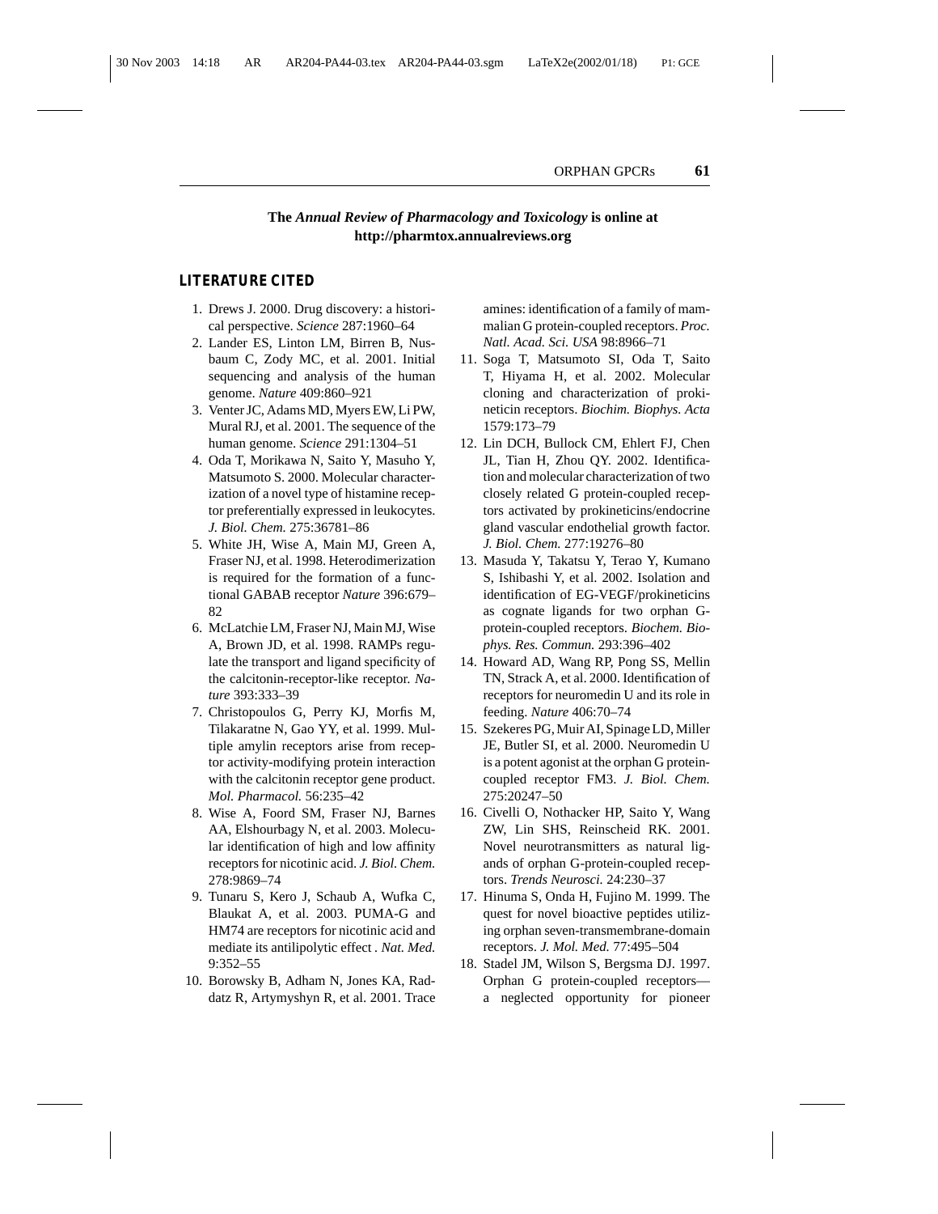**The *Annual Review of Pharmacology and Toxicology* is online at http://pharmtox.annualreviews.org**

## LITERATURE CITED

1. Drews J. 2000. Drug discovery: a historical perspective. *Science* 287:1960–64
2. Lander ES, Linton LM, Birren B, Nusbaum C, Zody MC, et al. 2001. Initial sequencing and analysis of the human genome. *Nature* 409:860–921
3. Venter JC, Adams MD, Myers EW, Li PW, Mural RJ, et al. 2001. The sequence of the human genome. *Science* 291:1304–51
4. Oda T, Morikawa N, Saito Y, Masuho Y, Matsumoto S. 2000. Molecular characterization of a novel type of histamine receptor preferentially expressed in leukocytes. *J. Biol. Chem.* 275:36781–86
5. White JH, Wise A, Main MJ, Green A, Fraser NJ, et al. 1998. Heterodimerization is required for the formation of a functional GABAB receptor *Nature* 396:679–82
6. McLatchie LM, Fraser NJ, Main MJ, Wise A, Brown JD, et al. 1998. RAMPs regulate the transport and ligand specificity of the calcitonin-receptor-like receptor. *Nature* 393:333–39
7. Christopoulos G, Perry KJ, Morfis M, Tilakaratne N, Gao YY, et al. 1999. Multiple amylin receptors arise from receptor activity-modifying protein interaction with the calcitonin receptor gene product. *Mol. Pharmacol.* 56:235–42
8. Wise A, Foord SM, Fraser NJ, Barnes AA, Elshourbagy N, et al. 2003. Molecular identification of high and low affinity receptors for nicotinic acid. *J. Biol. Chem.* 278:9869–74
9. Tunaru S, Kero J, Schaub A, Wufka C, Blaukat A, et al. 2003. PUMA-G and HM74 are receptors for nicotinic acid and mediate its antilipolytic effect . *Nat. Med.* 9:352–55
10. Borowsky B, Adham N, Jones KA, Raddatz R, Artymyshyn R, et al. 2001. Trace amines: identification of a family of mammalian G protein-coupled receptors. *Proc. Natl. Acad. Sci. USA* 98:8966–71
11. Soga T, Matsumoto SI, Oda T, Saito T, Hiyama H, et al. 2002. Molecular cloning and characterization of prokineticin receptors. *Biochim. Biophys. Acta* 1579:173–79
12. Lin DCH, Bullock CM, Ehlert FJ, Chen JL, Tian H, Zhou QY. 2002. Identification and molecular characterization of two closely related G protein-coupled receptors activated by prokineticins/endocrine gland vascular endothelial growth factor. *J. Biol. Chem.* 277:19276–80
13. Masuda Y, Takatsu Y, Terao Y, Kumano S, Ishibashi Y, et al. 2002. Isolation and identification of EG-VEGF/prokineticins as cognate ligands for two orphan G-protein-coupled receptors. *Biochem. Biophys. Res. Commun.* 293:396–402
14. Howard AD, Wang RP, Pong SS, Mellin TN, Strack A, et al. 2000. Identification of receptors for neuromedin U and its role in feeding. *Nature* 406:70–74
15. Szekeres PG, Muir AI, Spinage LD, Miller JE, Butler SI, et al. 2000. Neuromedin U is a potent agonist at the orphan G protein-coupled receptor FM3. *J. Biol. Chem.* 275:20247–50
16. Civelli O, Nothacker HP, Saito Y, Wang ZW, Lin SHS, Reinscheid RK. 2001. Novel neurotransmitters as natural ligands of orphan G-protein-coupled receptors. *Trends Neurosci.* 24:230–37
17. Hinuma S, Onda H, Fujino M. 1999. The quest for novel bioactive peptides utilizing orphan seven-transmembrane-domain receptors. *J. Mol. Med.* 77:495–504
18. Stadel JM, Wilson S, Bergsma DJ. 1997. Orphan G protein-coupled receptors—a neglected opportunity for pioneer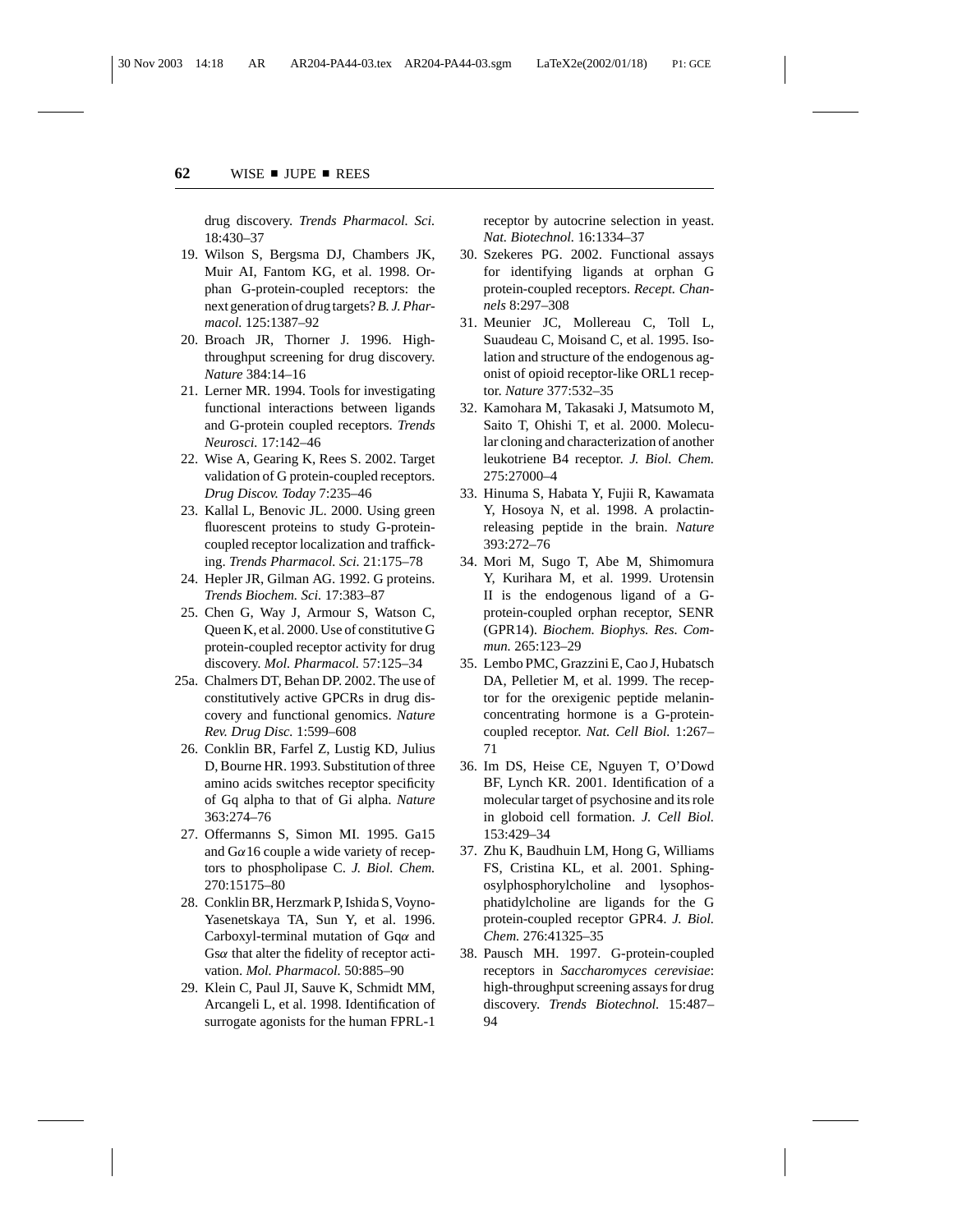drug discovery. *Trends Pharmacol. Sci.* 18:430–37

19. Wilson S, Bergsma DJ, Chambers JK, Muir AI, Fantom KG, et al. 1998. Orphan G-protein-coupled receptors: the next generation of drug targets? *B. J. Pharmacol.* 125:1387–92
20. Broach JR, Thorner J. 1996. High-throughput screening for drug discovery. *Nature* 384:14–16
21. Lerner MR. 1994. Tools for investigating functional interactions between ligands and G-protein coupled receptors. *Trends Neurosci.* 17:142–46
22. Wise A, Gearing K, Rees S. 2002. Target validation of G protein-coupled receptors. *Drug Discov. Today* 7:235–46
23. Kallal L, Benovic JL. 2000. Using green fluorescent proteins to study G-protein-coupled receptor localization and trafficking. *Trends Pharmacol. Sci.* 21:175–78
24. Hepler JR, Gilman AG. 1992. G proteins. *Trends Biochem. Sci.* 17:383–87
25. Chen G, Way J, Armour S, Watson C, Queen K, et al. 2000. Use of constitutive G protein-coupled receptor activity for drug discovery. *Mol. Pharmacol.* 57:125–34

25a. Chalmers DT, Behan DP. 2002. The use of constitutively active GPCRs in drug discovery and functional genomics. *Nature Rev. Drug Disc.* 1:599–608

26. Conklin BR, Farfel Z, Lustig KD, Julius D, Bourne HR. 1993. Substitution of three amino acids switches receptor specificity of Gq alpha to that of Gi alpha. *Nature* 363:274–76
27. Offermanns S, Simon MI. 1995. Ga15 and G$\alpha$16 couple a wide variety of receptors to phospholipase C. *J. Biol. Chem.* 270:15175–80
28. Conklin BR, Herzmark P, Ishida S, Voyno-Yasenetskaya TA, Sun Y, et al. 1996. Carboxyl-terminal mutation of Gq$\alpha$ and Gs$\alpha$ that alter the fidelity of receptor activation. *Mol. Pharmacol.* 50:885–90
29. Klein C, Paul JI, Sauve K, Schmidt MM, Arcangeli L, et al. 1998. Identification of surrogate agonists for the human FPRL-1 receptor by autocrine selection in yeast. *Nat. Biotechnol.* 16:1334–37
30. Szekeres PG. 2002. Functional assays for identifying ligands at orphan G protein-coupled receptors. *Recept. Channels* 8:297–308
31. Meunier JC, Mollereau C, Toll L, Suaudeau C, Moisand C, et al. 1995. Isolation and structure of the endogenous agonist of opioid receptor-like ORL1 receptor. *Nature* 377:532–35
32. Kamohara M, Takasaki J, Matsumoto M, Saito T, Ohishi T, et al. 2000. Molecular cloning and characterization of another leukotriene B4 receptor. *J. Biol. Chem.* 275:27000–4
33. Hinuma S, Habata Y, Fujii R, Kawamata Y, Hosoya N, et al. 1998. A prolactin-releasing peptide in the brain. *Nature* 393:272–76
34. Mori M, Sugo T, Abe M, Shimomura Y, Kurihara M, et al. 1999. Urotensin II is the endogenous ligand of a G-protein-coupled orphan receptor, SENR (GPR14). *Biochem. Biophys. Res. Commun.* 265:123–29
35. Lembo PMC, Grazzini E, Cao J, Hubatsch DA, Pelletier M, et al. 1999. The receptor for the orexigenic peptide melanin-concentrating hormone is a G-protein-coupled receptor. *Nat. Cell Biol.* 1:267–71
36. Im DS, Heise CE, Nguyen T, O'Dowd BF, Lynch KR. 2001. Identification of a molecular target of psychosine and its role in globoid cell formation. *J. Cell Biol.* 153:429–34
37. Zhu K, Baudhuin LM, Hong G, Williams FS, Cristina KL, et al. 2001. Sphingosylphosphorylcholine and lysophosphatidylcholine are ligands for the G protein-coupled receptor GPR4. *J. Biol. Chem.* 276:41325–35
38. Pausch MH. 1997. G-protein-coupled receptors in *Saccharomyces cerevisiae*: high-throughput screening assays for drug discovery. *Trends Biotechnol.* 15:487–94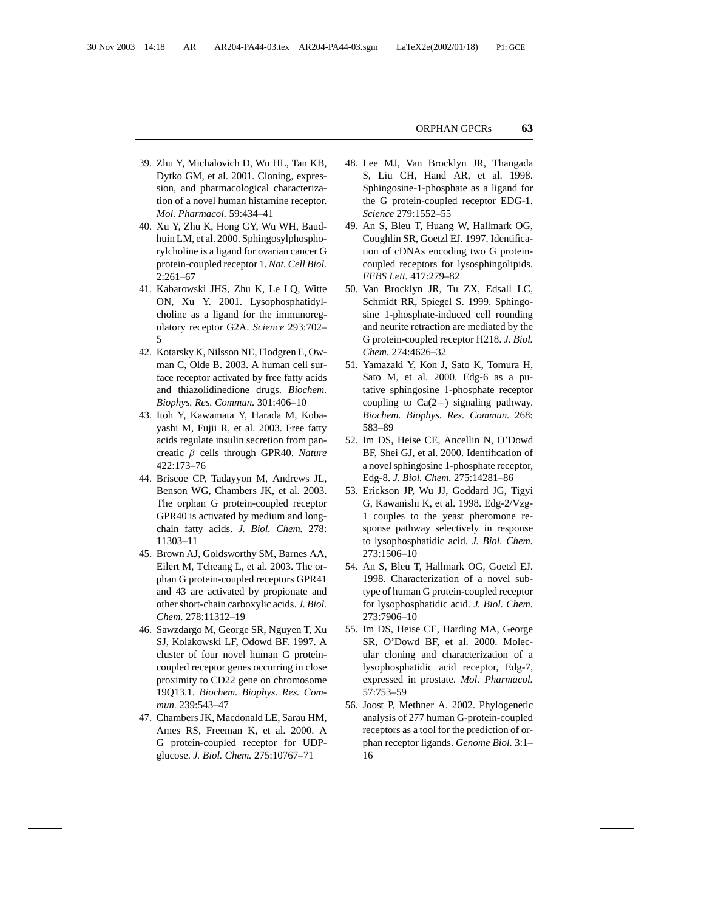39. Zhu Y, Michalovich D, Wu HL, Tan KB, Dytko GM, et al. 2001. Cloning, expression, and pharmacological characterization of a novel human histamine receptor. *Mol. Pharmacol.* 59:434–41
40. Xu Y, Zhu K, Hong GY, Wu WH, Baudhuin LM, et al. 2000. Sphingosylphosphorylcholine is a ligand for ovarian cancer G protein-coupled receptor 1. *Nat. Cell Biol.* 2:261–67
41. Kabarowski JHS, Zhu K, Le LQ, Witte ON, Xu Y. 2001. Lysophosphatidylcholine as a ligand for the immunoregulatory receptor G2A. *Science* 293:702–5
42. Kotarsky K, Nilsson NE, Flodgren E, Owman C, Olde B. 2003. A human cell surface receptor activated by free fatty acids and thiazolidinedione drugs. *Biochem. Biophys. Res. Commun.* 301:406–10
43. Itoh Y, Kawamata Y, Harada M, Kobayashi M, Fujii R, et al. 2003. Free fatty acids regulate insulin secretion from pancreatic $\beta$ cells through GPR40. *Nature* 422:173–76
44. Briscoe CP, Tadayyon M, Andrews JL, Benson WG, Chambers JK, et al. 2003. The orphan G protein-coupled receptor GPR40 is activated by medium and long-chain fatty acids. *J. Biol. Chem.* 278:11303–11
45. Brown AJ, Goldsworthy SM, Barnes AA, Eilert M, Tcheang L, et al. 2003. The orphan G protein-coupled receptors GPR41 and 43 are activated by propionate and other short-chain carboxylic acids. *J. Biol. Chem.* 278:11312–19
46. Sawzdargo M, George SR, Nguyen T, Xu SJ, Kolakowski LF, Odowd BF. 1997. A cluster of four novel human G protein-coupled receptor genes occurring in close proximity to CD22 gene on chromosome 19Q13.1. *Biochem. Biophys. Res. Commun.* 239:543–47
47. Chambers JK, Macdonald LE, Sarau HM, Ames RS, Freeman K, et al. 2000. A G protein-coupled receptor for UDP-glucose. *J. Biol. Chem.* 275:10767–71
48. Lee MJ, Van Brocklyn JR, Thangada S, Liu CH, Hand AR, et al. 1998. Sphingosine-1-phosphate as a ligand for the G protein-coupled receptor EDG-1. *Science* 279:1552–55
49. An S, Bleu T, Huang W, Hallmark OG, Coughlin SR, Goetzl EJ. 1997. Identification of cDNAs encoding two G protein-coupled receptors for lysosphingolipids. *FEBS Lett.* 417:279–82
50. Van Brocklyn JR, Tu ZX, Edsall LC, Schmidt RR, Spiegel S. 1999. Sphingosine 1-phosphate-induced cell rounding and neurite retraction are mediated by the G protein-coupled receptor H218. *J. Biol. Chem.* 274:4626–32
51. Yamazaki Y, Kon J, Sato K, Tomura H, Sato M, et al. 2000. Edg-6 as a putative sphingosine 1-phosphate receptor coupling to Ca(2+) signaling pathway. *Biochem. Biophys. Res. Commun.* 268: 583–89
52. Im DS, Heise CE, Ancellin N, O'Dowd BF, Shei GJ, et al. 2000. Identification of a novel sphingosine 1-phosphate receptor, Edg-8. *J. Biol. Chem.* 275:14281–86
53. Erickson JP, Wu JJ, Goddard JG, Tigyi G, Kawanishi K, et al. 1998. Edg-2/Vzg-1 couples to the yeast pheromone response pathway selectively in response to lysophosphatidic acid. *J. Biol. Chem.* 273:1506–10
54. An S, Bleu T, Hallmark OG, Goetzl EJ. 1998. Characterization of a novel subtype of human G protein-coupled receptor for lysophosphatidic acid. *J. Biol. Chem.* 273:7906–10
55. Im DS, Heise CE, Harding MA, George SR, O'Dowd BF, et al. 2000. Molecular cloning and characterization of a lysophosphatidic acid receptor, Edg-7, expressed in prostate. *Mol. Pharmacol.* 57:753–59
56. Joost P, Methner A. 2002. Phylogenetic analysis of 277 human G-protein-coupled receptors as a tool for the prediction of orphan receptor ligands. *Genome Biol.* 3:1–16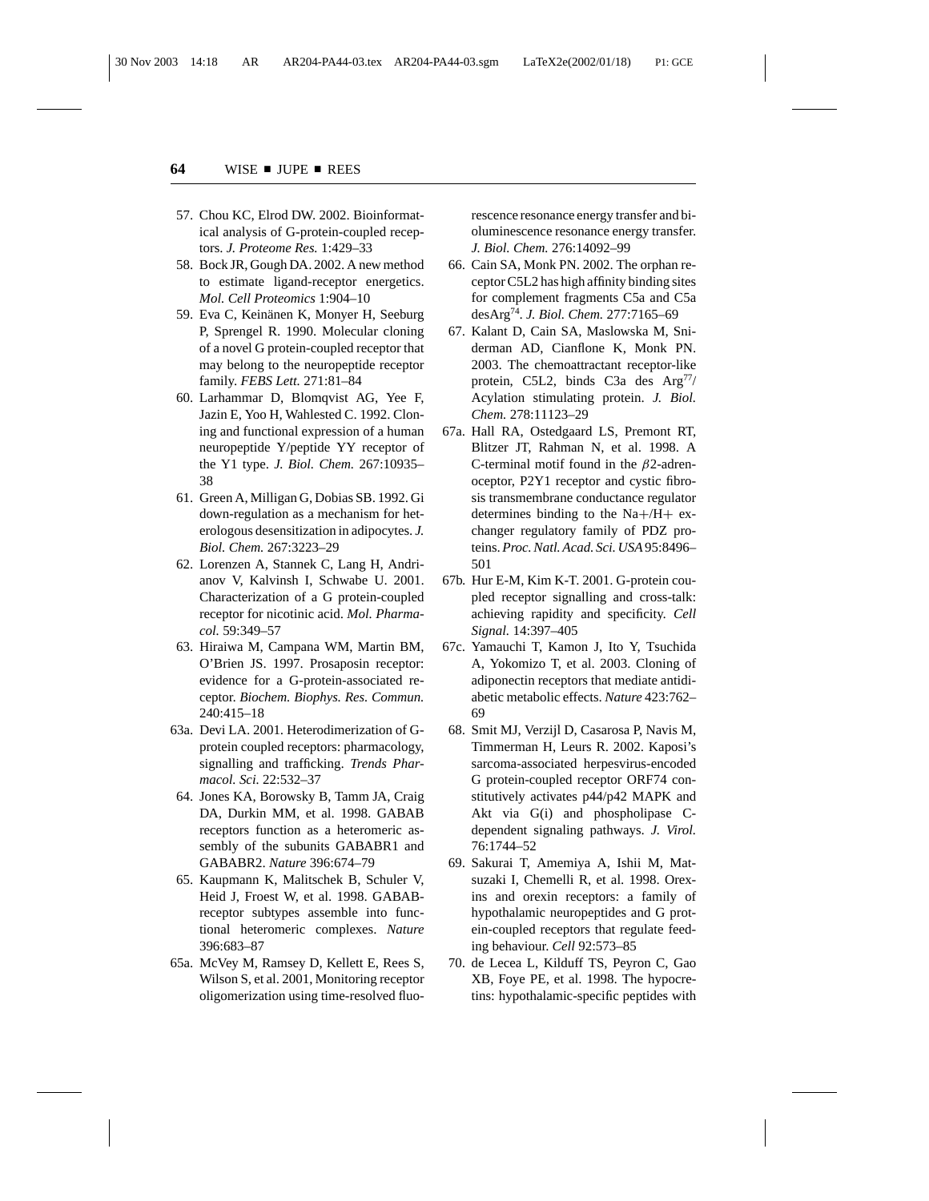57. Chou KC, Elrod DW. 2002. Bioinformatical analysis of G-protein-coupled receptors. *J. Proteome Res.* 1:429–33
58. Bock JR, Gough DA. 2002. A new method to estimate ligand-receptor energetics. *Mol. Cell Proteomics* 1:904–10
59. Eva C, Keinänen K, Monyer H, Seeburg P, Sprengel R. 1990. Molecular cloning of a novel G protein-coupled receptor that may belong to the neuropeptide receptor family. *FEBS Lett.* 271:81–84
60. Larhammar D, Blomqvist AG, Yee F, Jazin E, Yoo H, Wahlested C. 1992. Cloning and functional expression of a human neuropeptide Y/peptide YY receptor of the Y1 type. *J. Biol. Chem.* 267:10935–38
61. Green A, Milligan G, Dobias SB. 1992. Gi down-regulation as a mechanism for heterologous desensitization in adipocytes. *J. Biol. Chem.* 267:3223–29
62. Lorenzen A, Stannek C, Lang H, Andrianov V, Kalvinsh I, Schwabe U. 2001. Characterization of a G protein-coupled receptor for nicotinic acid. *Mol. Pharmacol.* 59:349–57
63. Hiraiwa M, Campana WM, Martin BM, O'Brien JS. 1997. Prosaposin receptor: evidence for a G-protein-associated receptor. *Biochem. Biophys. Res. Commun.* 240:415–18

63a. Devi LA. 2001. Heterodimerization of G-protein coupled receptors: pharmacology, signalling and trafficking. *Trends Pharmacol. Sci.* 22:532–37

64. Jones KA, Borowsky B, Tamm JA, Craig DA, Durkin MM, et al. 1998. GABAB receptors function as a heteromeric assembly of the subunits GABABR1 and GABABR2. *Nature* 396:674–79
65. Kaupmann K, Malitschek B, Schuler V, Heid J, Froest W, et al. 1998. GABAB-receptor subtypes assemble into functional heteromeric complexes. *Nature* 396:683–87

65a. McVey M, Ramsey D, Kellett E, Rees S, Wilson S, et al. 2001, Monitoring receptor oligomerization using time-resolved fluorescence resonance energy transfer and bioluminescence resonance energy transfer. *J. Biol. Chem.* 276:14092–99

66. Cain SA, Monk PN. 2002. The orphan receptor C5L2 has high affinity binding sites for complement fragments C5a and C5a desArg[74]. *J. Biol. Chem.* 277:7165–69
67. Kalant D, Cain SA, Maslowska M, Sniderman AD, Cianflone K, Monk PN. 2003. The chemoattractant receptor-like protein, C5L2, binds C3a des Arg[77]/ Acylation stimulating protein. *J. Biol. Chem.* 278:11123–29

67a. Hall RA, Ostedgaard LS, Premont RT, Blitzer JT, Rahman N, et al. 1998. A C-terminal motif found in the $\beta$2-adrenoceptor, P2Y1 receptor and cystic fibrosis transmembrane conductance regulator determines binding to the Na+/H+ exchanger regulatory family of PDZ proteins. *Proc. Natl. Acad. Sci. USA* 95:8496–501

67b. Hur E-M, Kim K-T. 2001. G-protein coupled receptor signalling and cross-talk: achieving rapidity and specificity. *Cell Signal.* 14:397–405

67c. Yamauchi T, Kamon J, Ito Y, Tsuchida A, Yokomizo T, et al. 2003. Cloning of adiponectin receptors that mediate antidiabetic metabolic effects. *Nature* 423:762–69

68. Smit MJ, Verzijl D, Casarosa P, Navis M, Timmerman H, Leurs R. 2002. Kaposi's sarcoma-associated herpesvirus-encoded G protein-coupled receptor ORF74 constitutively activates p44/p42 MAPK and Akt via G(i) and phospholipase C-dependent signaling pathways. *J. Virol.* 76:1744–52
69. Sakurai T, Amemiya A, Ishii M, Matsuzaki I, Chemelli R, et al. 1998. Orexins and orexin receptors: a family of hypothalamic neuropeptides and G protein-coupled receptors that regulate feeding behaviour. *Cell* 92:573–85
70. de Lecea L, Kilduff TS, Peyron C, Gao XB, Foye PE, et al. 1998. The hypocretins: hypothalamic-specific peptides with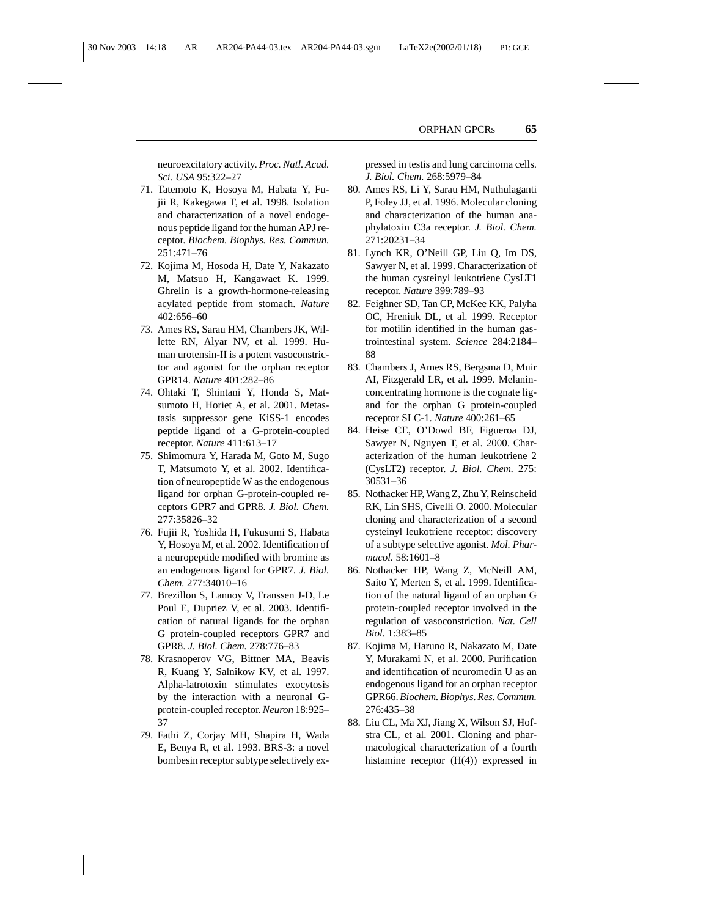neuroexcitatory activity. *Proc. Natl. Acad. Sci. USA* 95:322–27

71. Tatemoto K, Hosoya M, Habata Y, Fujii R, Kakegawa T, et al. 1998. Isolation and characterization of a novel endogenous peptide ligand for the human APJ receptor. *Biochem. Biophys. Res. Commun.* 251:471–76
72. Kojima M, Hosoda H, Date Y, Nakazato M, Matsuo H, Kangawaet K. 1999. Ghrelin is a growth-hormone-releasing acylated peptide from stomach. *Nature* 402:656–60
73. Ames RS, Sarau HM, Chambers JK, Willette RN, Alyar NV, et al. 1999. Human urotensin-II is a potent vasoconstrictor and agonist for the orphan receptor GPR14. *Nature* 401:282–86
74. Ohtaki T, Shintani Y, Honda S, Matsumoto H, Horiet A, et al. 2001. Metastasis suppressor gene KiSS-1 encodes peptide ligand of a G-protein-coupled receptor. *Nature* 411:613–17
75. Shimomura Y, Harada M, Goto M, Sugo T, Matsumoto Y, et al. 2002. Identification of neuropeptide W as the endogenous ligand for orphan G-protein-coupled receptors GPR7 and GPR8. *J. Biol. Chem.* 277:35826–32
76. Fujii R, Yoshida H, Fukusumi S, Habata Y, Hosoya M, et al. 2002. Identification of a neuropeptide modified with bromine as an endogenous ligand for GPR7. *J. Biol. Chem.* 277:34010–16
77. Brezillon S, Lannoy V, Franssen J-D, Le Poul E, Dupriez V, et al. 2003. Identification of natural ligands for the orphan G protein-coupled receptors GPR7 and GPR8. *J. Biol. Chem.* 278:776–83
78. Krasnoperov VG, Bittner MA, Beavis R, Kuang Y, Salnikow KV, et al. 1997. Alpha-latrotoxin stimulates exocytosis by the interaction with a neuronal G-protein-coupled receptor. *Neuron* 18:925–37
79. Fathi Z, Corjay MH, Shapira H, Wada E, Benya R, et al. 1993. BRS-3: a novel bombesin receptor subtype selectively expressed in testis and lung carcinoma cells. *J. Biol. Chem.* 268:5979–84
80. Ames RS, Li Y, Sarau HM, Nuthulaganti P, Foley JJ, et al. 1996. Molecular cloning and characterization of the human anaphylatoxin C3a receptor. *J. Biol. Chem.* 271:20231–34
81. Lynch KR, O'Neill GP, Liu Q, Im DS, Sawyer N, et al. 1999. Characterization of the human cysteinyl leukotriene CysLT1 receptor. *Nature* 399:789–93
82. Feighner SD, Tan CP, McKee KK, Palyha OC, Hreniuk DL, et al. 1999. Receptor for motilin identified in the human gastrointestinal system. *Science* 284:2184–88
83. Chambers J, Ames RS, Bergsma D, Muir AI, Fitzgerald LR, et al. 1999. Melanin-concentrating hormone is the cognate ligand for the orphan G protein-coupled receptor SLC-1. *Nature* 400:261–65
84. Heise CE, O'Dowd BF, Figueroa DJ, Sawyer N, Nguyen T, et al. 2000. Characterization of the human leukotriene 2 (CysLT2) receptor. *J. Biol. Chem.* 275: 30531–36
85. Nothacker HP, Wang Z, Zhu Y, Reinscheid RK, Lin SHS, Civelli O. 2000. Molecular cloning and characterization of a second cysteinyl leukotriene receptor: discovery of a subtype selective agonist. *Mol. Pharmacol.* 58:1601–8
86. Nothacker HP, Wang Z, McNeill AM, Saito Y, Merten S, et al. 1999. Identification of the natural ligand of an orphan G protein-coupled receptor involved in the regulation of vasoconstriction. *Nat. Cell Biol.* 1:383–85
87. Kojima M, Haruno R, Nakazato M, Date Y, Murakami N, et al. 2000. Purification and identification of neuromedin U as an endogenous ligand for an orphan receptor GPR66. *Biochem. Biophys. Res. Commun.* 276:435–38
88. Liu CL, Ma XJ, Jiang X, Wilson SJ, Hofstra CL, et al. 2001. Cloning and pharmacological characterization of a fourth histamine receptor (H(4)) expressed in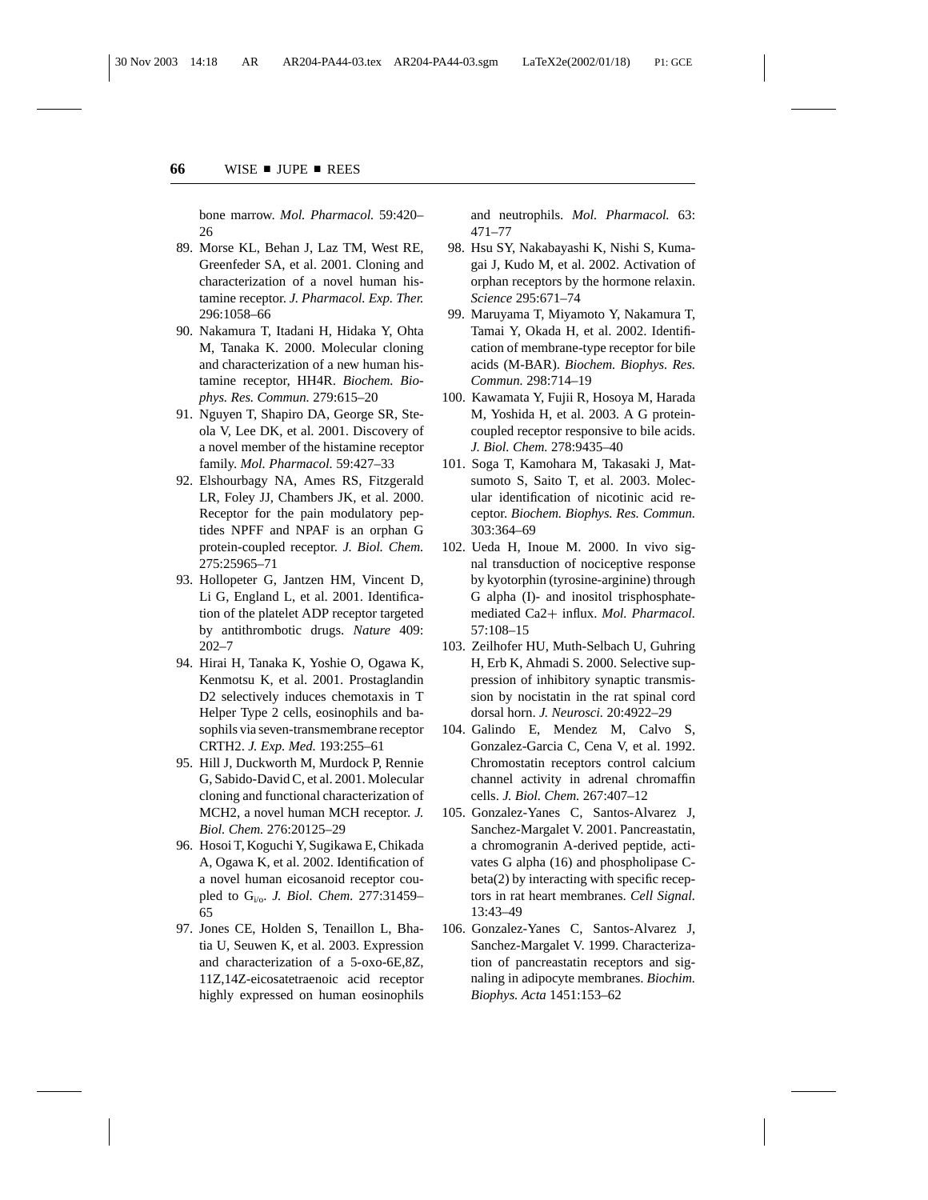bone marrow. *Mol. Pharmacol.* 59:420–26

89. Morse KL, Behan J, Laz TM, West RE, Greenfeder SA, et al. 2001. Cloning and characterization of a novel human histamine receptor. *J. Pharmacol. Exp. Ther.* 296:1058–66
90. Nakamura T, Itadani H, Hidaka Y, Ohta M, Tanaka K. 2000. Molecular cloning and characterization of a new human histamine receptor, HH4R. *Biochem. Biophys. Res. Commun.* 279:615–20
91. Nguyen T, Shapiro DA, George SR, Steola V, Lee DK, et al. 2001. Discovery of a novel member of the histamine receptor family. *Mol. Pharmacol.* 59:427–33
92. Elshourbagy NA, Ames RS, Fitzgerald LR, Foley JJ, Chambers JK, et al. 2000. Receptor for the pain modulatory peptides NPFF and NPAF is an orphan G protein-coupled receptor. *J. Biol. Chem.* 275:25965–71
93. Hollopeter G, Jantzen HM, Vincent D, Li G, England L, et al. 2001. Identification of the platelet ADP receptor targeted by antithrombotic drugs. *Nature* 409:202–7
94. Hirai H, Tanaka K, Yoshie O, Ogawa K, Kenmotsu K, et al. 2001. Prostaglandin D2 selectively induces chemotaxis in T Helper Type 2 cells, eosinophils and basophils via seven-transmembrane receptor CRTH2. *J. Exp. Med.* 193:255–61
95. Hill J, Duckworth M, Murdock P, Rennie G, Sabido-David C, et al. 2001. Molecular cloning and functional characterization of MCH2, a novel human MCH receptor. *J. Biol. Chem.* 276:20125–29
96. Hosoi T, Koguchi Y, Sugikawa E, Chikada A, Ogawa K, et al. 2002. Identification of a novel human eicosanoid receptor coupled to $G_{i/o}$. *J. Biol. Chem.* 277:31459–65
97. Jones CE, Holden S, Tenaillon L, Bhatia U, Seuwen K, et al. 2003. Expression and characterization of a 5-oxo-6E,8Z,11Z,14Z-eicosatetraenoic acid receptor highly expressed on human eosinophils and neutrophils. *Mol. Pharmacol.* 63:471–77
98. Hsu SY, Nakabayashi K, Nishi S, Kumagai J, Kudo M, et al. 2002. Activation of orphan receptors by the hormone relaxin. *Science* 295:671–74
99. Maruyama T, Miyamoto Y, Nakamura T, Tamai Y, Okada H, et al. 2002. Identification of membrane-type receptor for bile acids (M-BAR). *Biochem. Biophys. Res. Commun.* 298:714–19
100. Kawamata Y, Fujii R, Hosoya M, Harada M, Yoshida H, et al. 2003. A G protein-coupled receptor responsive to bile acids. *J. Biol. Chem.* 278:9435–40
101. Soga T, Kamohara M, Takasaki J, Matsumoto S, Saito T, et al. 2003. Molecular identification of nicotinic acid receptor. *Biochem. Biophys. Res. Commun.* 303:364–69
102. Ueda H, Inoue M. 2000. In vivo signal transduction of nociceptive response by kyotorphin (tyrosine-arginine) through G alpha (I)- and inositol trisphosphate-mediated Ca2+ influx. *Mol. Pharmacol.* 57:108–15
103. Zeilhofer HU, Muth-Selbach U, Guhring H, Erb K, Ahmadi S. 2000. Selective suppression of inhibitory synaptic transmission by nocistatin in the rat spinal cord dorsal horn. *J. Neurosci.* 20:4922–29
104. Galindo E, Mendez M, Calvo S, Gonzalez-Garcia C, Cena V, et al. 1992. Chromostatin receptors control calcium channel activity in adrenal chromaffin cells. *J. Biol. Chem.* 267:407–12
105. Gonzalez-Yanes C, Santos-Alvarez J, Sanchez-Margalet V. 2001. Pancreastatin, a chromogranin A-derived peptide, activates G alpha (16) and phospholipase C-beta(2) by interacting with specific receptors in rat heart membranes. *Cell Signal.* 13:43–49
106. Gonzalez-Yanes C, Santos-Alvarez J, Sanchez-Margalet V. 1999. Characterization of pancreastatin receptors and signaling in adipocyte membranes. *Biochim. Biophys. Acta* 1451:153–62